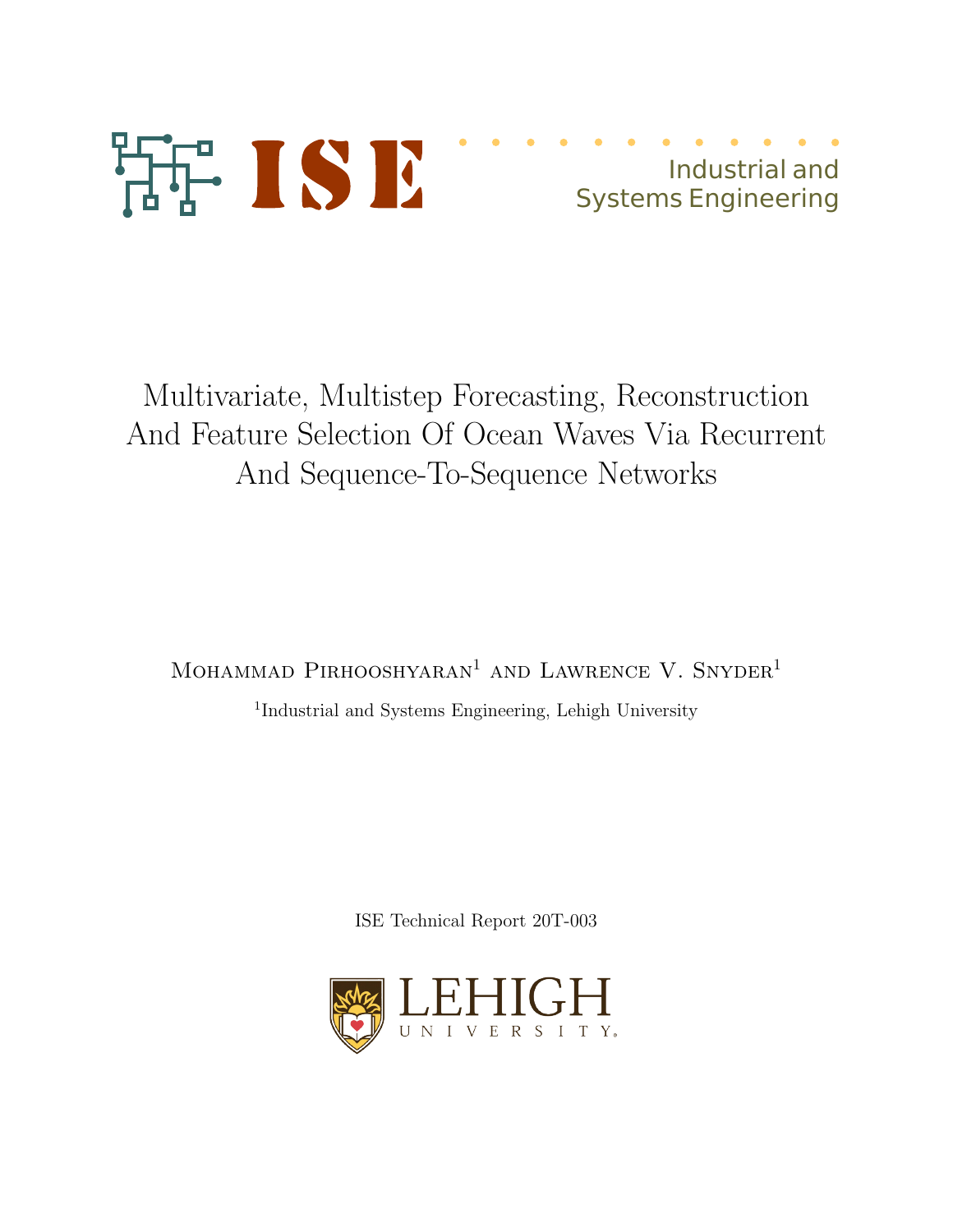ISE

Industrial and Systems Engineering

# Multivariate, Multistep Forecasting, Reconstruction And Feature Selection Of Ocean Waves Via Recurrent And Sequence-To-Sequence Networks

Mohammad Pirhooshyaran[1] and Lawrence V. Snyder[1]

[1]Industrial and Systems Engineering, Lehigh University

ISE Technical Report 20T-003

LEHIGH UNIVERSITY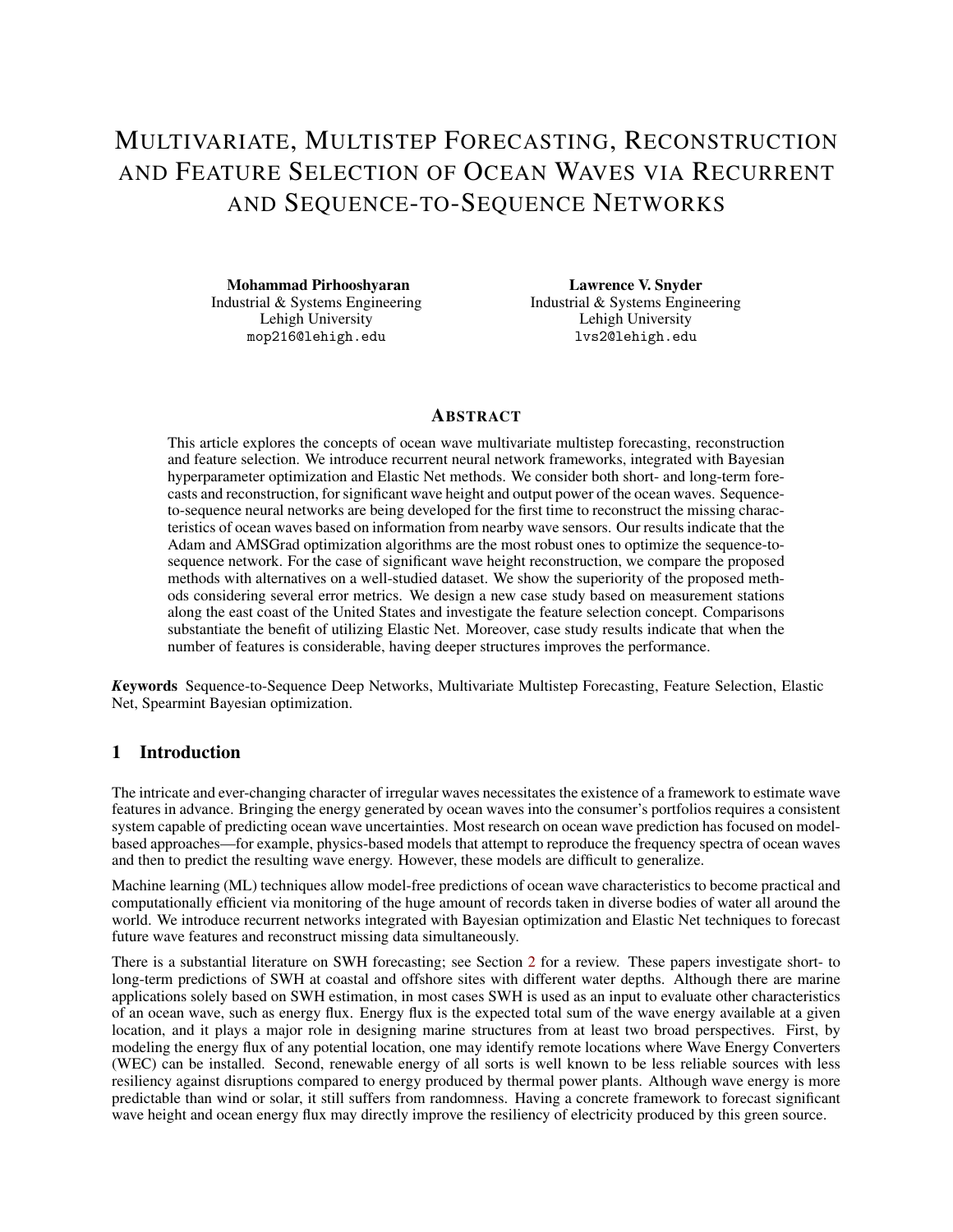# Multivariate, Multistep Forecasting, Reconstruction and Feature Selection of Ocean Waves via Recurrent and Sequence-to-Sequence Networks

**Mohammad Pirhooshyaran**
Industrial & Systems Engineering
Lehigh University
mop216@lehigh.edu

**Lawrence V. Snyder**
Industrial & Systems Engineering
Lehigh University
lvs2@lehigh.edu

## Abstract

This article explores the concepts of ocean wave multivariate multistep forecasting, reconstruction and feature selection. We introduce recurrent neural network frameworks, integrated with Bayesian hyperparameter optimization and Elastic Net methods. We consider both short- and long-term forecasts and reconstruction, for significant wave height and output power of the ocean waves. Sequence-to-sequence neural networks are being developed for the first time to reconstruct the missing characteristics of ocean waves based on information from nearby wave sensors. Our results indicate that the Adam and AMSGrad optimization algorithms are the most robust ones to optimize the sequence-to-sequence network. For the case of significant wave height reconstruction, we compare the proposed methods with alternatives on a well-studied dataset. We show the superiority of the proposed methods considering several error metrics. We design a new case study based on measurement stations along the east coast of the United States and investigate the feature selection concept. Comparisons substantiate the benefit of utilizing Elastic Net. Moreover, case study results indicate that when the number of features is considerable, having deeper structures improves the performance.

***Keywords*** Sequence-to-Sequence Deep Networks, Multivariate Multistep Forecasting, Feature Selection, Elastic Net, Spearmint Bayesian optimization.

## 1 Introduction

The intricate and ever-changing character of irregular waves necessitates the existence of a framework to estimate wave features in advance. Bringing the energy generated by ocean waves into the consumer's portfolios requires a consistent system capable of predicting ocean wave uncertainties. Most research on ocean wave prediction has focused on model-based approaches—for example, physics-based models that attempt to reproduce the frequency spectra of ocean waves and then to predict the resulting wave energy. However, these models are difficult to generalize.

Machine learning (ML) techniques allow model-free predictions of ocean wave characteristics to become practical and computationally efficient via monitoring of the huge amount of records taken in diverse bodies of water all around the world. We introduce recurrent networks integrated with Bayesian optimization and Elastic Net techniques to forecast future wave features and reconstruct missing data simultaneously.

There is a substantial literature on SWH forecasting; see Section 2 for a review. These papers investigate short- to long-term predictions of SWH at coastal and offshore sites with different water depths. Although there are marine applications solely based on SWH estimation, in most cases SWH is used as an input to evaluate other characteristics of an ocean wave, such as energy flux. Energy flux is the expected total sum of the wave energy available at a given location, and it plays a major role in designing marine structures from at least two broad perspectives. First, by modeling the energy flux of any potential location, one may identify remote locations where Wave Energy Converters (WEC) can be installed. Second, renewable energy of all sorts is well known to be less reliable sources with less resiliency against disruptions compared to energy produced by thermal power plants. Although wave energy is more predictable than wind or solar, it still suffers from randomness. Having a concrete framework to forecast significant wave height and ocean energy flux may directly improve the resiliency of electricity produced by this green source.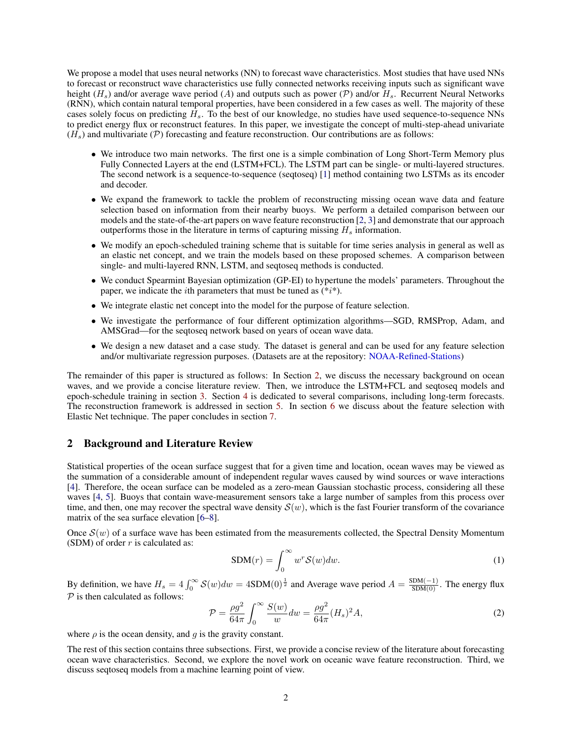We propose a model that uses neural networks (NN) to forecast wave characteristics. Most studies that have used NNs to forecast or reconstruct wave characteristics use fully connected networks receiving inputs such as significant wave height ($H_s$) and/or average wave period ($A$) and outputs such as power ($\mathcal{P}$) and/or $H_s$. Recurrent Neural Networks (RNN), which contain natural temporal properties, have been considered in a few cases as well. The majority of these cases solely focus on predicting $H_s$. To the best of our knowledge, no studies have used sequence-to-sequence NNs to predict energy flux or reconstruct features. In this paper, we investigate the concept of multi-step-ahead univariate ($H_s$) and multivariate ($\mathcal{P}$) forecasting and feature reconstruction. Our contributions are as follows:

- We introduce two main networks. The first one is a simple combination of Long Short-Term Memory plus Fully Connected Layers at the end (LSTM+FCL). The LSTM part can be single- or multi-layered structures. The second network is a sequence-to-sequence (seqtoseq) [1] method containing two LSTMs as its encoder and decoder.
- We expand the framework to tackle the problem of reconstructing missing ocean wave data and feature selection based on information from their nearby buoys. We perform a detailed comparison between our models and the state-of-the-art papers on wave feature reconstruction [2, 3] and demonstrate that our approach outperforms those in the literature in terms of capturing missing $H_s$ information.
- We modify an epoch-scheduled training scheme that is suitable for time series analysis in general as well as an elastic net concept, and we train the models based on these proposed schemes. A comparison between single- and multi-layered RNN, LSTM, and seqtoseq methods is conducted.
- We conduct Spearmint Bayesian optimization (GP-EI) to hypertune the models' parameters. Throughout the paper, we indicate the $i$th parameters that must be tuned as (*$i$*).
- We integrate elastic net concept into the model for the purpose of feature selection.
- We investigate the performance of four different optimization algorithms—SGD, RMSProp, Adam, and AMSGrad—for the seqtoseq network based on years of ocean wave data.
- We design a new dataset and a case study. The dataset is general and can be used for any feature selection and/or multivariate regression purposes. (Datasets are at the repository: NOAA-Refined-Stations)

The remainder of this paper is structured as follows: In Section 2, we discuss the necessary background on ocean waves, and we provide a concise literature review. Then, we introduce the LSTM+FCL and seqtoseq models and epoch-schedule training in section 3. Section 4 is dedicated to several comparisons, including long-term forecasts. The reconstruction framework is addressed in section 5. In section 6 we discuss about the feature selection with Elastic Net technique. The paper concludes in section 7.

## 2 Background and Literature Review

Statistical properties of the ocean surface suggest that for a given time and location, ocean waves may be viewed as the summation of a considerable amount of independent regular waves caused by wind sources or wave interactions [4]. Therefore, the ocean surface can be modeled as a zero-mean Gaussian stochastic process, considering all these waves [4, 5]. Buoys that contain wave-measurement sensors take a large number of samples from this process over time, and then, one may recover the spectral wave density $\mathcal{S}(w)$, which is the fast Fourier transform of the covariance matrix of the sea surface elevation [6–8].

Once $\mathcal{S}(w)$ of a surface wave has been estimated from the measurements collected, the Spectral Density Momentum (SDM) of order $r$ is calculated as:

$$\text{SDM}(r) = \int_0^\infty w^r \mathcal{S}(w) dw. \tag{1}$$

By definition, we have $H_s = 4\int_0^\infty \mathcal{S}(w)dw = 4\text{SDM}(0)^{\frac{1}{2}}$ and Average wave period $A = \frac{\text{SDM}(-1)}{\text{SDM}(0)}$. The energy flux $\mathcal{P}$ is then calculated as follows:

$$\mathcal{P} = \frac{\rho g^2}{64\pi} \int_0^\infty \frac{S(w)}{w} dw = \frac{\rho g^2}{64\pi} (H_s)^2 A, \tag{2}$$

where $\rho$ is the ocean density, and $g$ is the gravity constant.

The rest of this section contains three subsections. First, we provide a concise review of the literature about forecasting ocean wave characteristics. Second, we explore the novel work on oceanic wave feature reconstruction. Third, we discuss seqtoseq models from a machine learning point of view.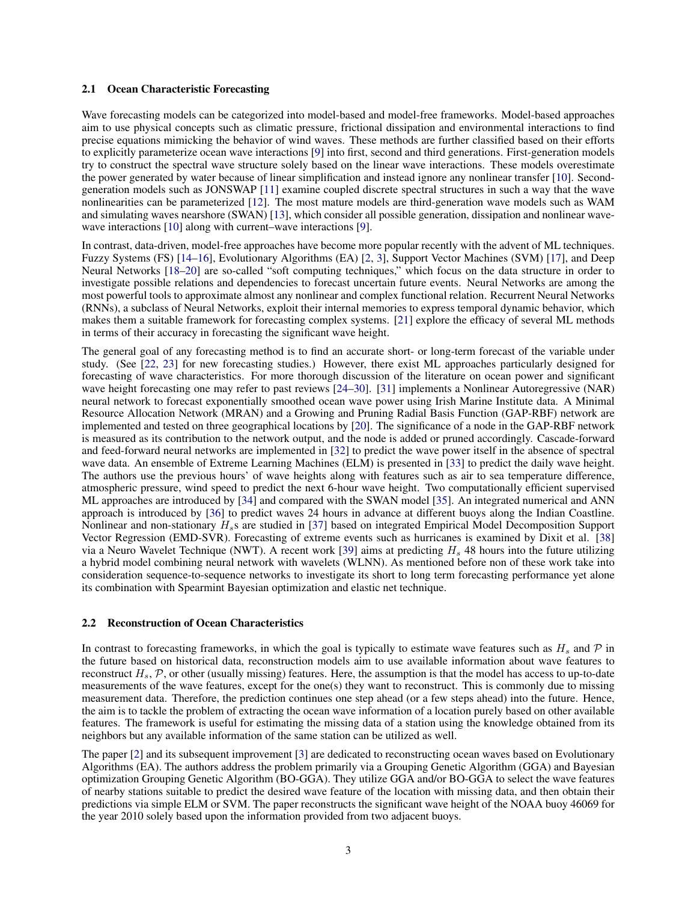### 2.1 Ocean Characteristic Forecasting

Wave forecasting models can be categorized into model-based and model-free frameworks. Model-based approaches aim to use physical concepts such as climatic pressure, frictional dissipation and environmental interactions to find precise equations mimicking the behavior of wind waves. These methods are further classified based on their efforts to explicitly parameterize ocean wave interactions [9] into first, second and third generations. First-generation models try to construct the spectral wave structure solely based on the linear wave interactions. These models overestimate the power generated by water because of linear simplification and instead ignore any nonlinear transfer [10]. Second-generation models such as JONSWAP [11] examine coupled discrete spectral structures in such a way that the wave nonlinearities can be parameterized [12]. The most mature models are third-generation wave models such as WAM and simulating waves nearshore (SWAN) [13], which consider all possible generation, dissipation and nonlinear wave-wave interactions [10] along with current–wave interactions [9].

In contrast, data-driven, model-free approaches have become more popular recently with the advent of ML techniques. Fuzzy Systems (FS) [14–16], Evolutionary Algorithms (EA) [2, 3], Support Vector Machines (SVM) [17], and Deep Neural Networks [18–20] are so-called "soft computing techniques," which focus on the data structure in order to investigate possible relations and dependencies to forecast uncertain future events. Neural Networks are among the most powerful tools to approximate almost any nonlinear and complex functional relation. Recurrent Neural Networks (RNNs), a subclass of Neural Networks, exploit their internal memories to express temporal dynamic behavior, which makes them a suitable framework for forecasting complex systems. [21] explore the efficacy of several ML methods in terms of their accuracy in forecasting the significant wave height.

The general goal of any forecasting method is to find an accurate short- or long-term forecast of the variable under study. (See [22, 23] for new forecasting studies.) However, there exist ML approaches particularly designed for forecasting of wave characteristics. For more thorough discussion of the literature on ocean power and significant wave height forecasting one may refer to past reviews [24–30]. [31] implements a Nonlinear Autoregressive (NAR) neural network to forecast exponentially smoothed ocean wave power using Irish Marine Institute data. A Minimal Resource Allocation Network (MRAN) and a Growing and Pruning Radial Basis Function (GAP-RBF) network are implemented and tested on three geographical locations by [20]. The significance of a node in the GAP-RBF network is measured as its contribution to the network output, and the node is added or pruned accordingly. Cascade-forward and feed-forward neural networks are implemented in [32] to predict the wave power itself in the absence of spectral wave data. An ensemble of Extreme Learning Machines (ELM) is presented in [33] to predict the daily wave height. The authors use the previous hours' of wave heights along with features such as air to sea temperature difference, atmospheric pressure, wind speed to predict the next 6-hour wave height. Two computationally efficient supervised ML approaches are introduced by [34] and compared with the SWAN model [35]. An integrated numerical and ANN approach is introduced by [36] to predict waves 24 hours in advance at different buoys along the Indian Coastline. Nonlinear and non-stationary $H_s$s are studied in [37] based on integrated Empirical Model Decomposition Support Vector Regression (EMD-SVR). Forecasting of extreme events such as hurricanes is examined by Dixit et al. [38] via a Neuro Wavelet Technique (NWT). A recent work [39] aims at predicting $H_s$ 48 hours into the future utilizing a hybrid model combining neural network with wavelets (WLNN). As mentioned before non of these work take into consideration sequence-to-sequence networks to investigate its short to long term forecasting performance yet alone its combination with Spearmint Bayesian optimization and elastic net technique.

### 2.2 Reconstruction of Ocean Characteristics

In contrast to forecasting frameworks, in which the goal is typically to estimate wave features such as $H_s$ and $\mathcal{P}$ in the future based on historical data, reconstruction models aim to use available information about wave features to reconstruct $H_s$, $\mathcal{P}$, or other (usually missing) features. Here, the assumption is that the model has access to up-to-date measurements of the wave features, except for the one(s) they want to reconstruct. This is commonly due to missing measurement data. Therefore, the prediction continues one step ahead (or a few steps ahead) into the future. Hence, the aim is to tackle the problem of extracting the ocean wave information of a location purely based on other available features. The framework is useful for estimating the missing data of a station using the knowledge obtained from its neighbors but any available information of the same station can be utilized as well.

The paper [2] and its subsequent improvement [3] are dedicated to reconstructing ocean waves based on Evolutionary Algorithms (EA). The authors address the problem primarily via a Grouping Genetic Algorithm (GGA) and Bayesian optimization Grouping Genetic Algorithm (BO-GGA). They utilize GGA and/or BO-GGA to select the wave features of nearby stations suitable to predict the desired wave feature of the location with missing data, and then obtain their predictions via simple ELM or SVM. The paper reconstructs the significant wave height of the NOAA buoy 46069 for the year 2010 solely based upon the information provided from two adjacent buoys.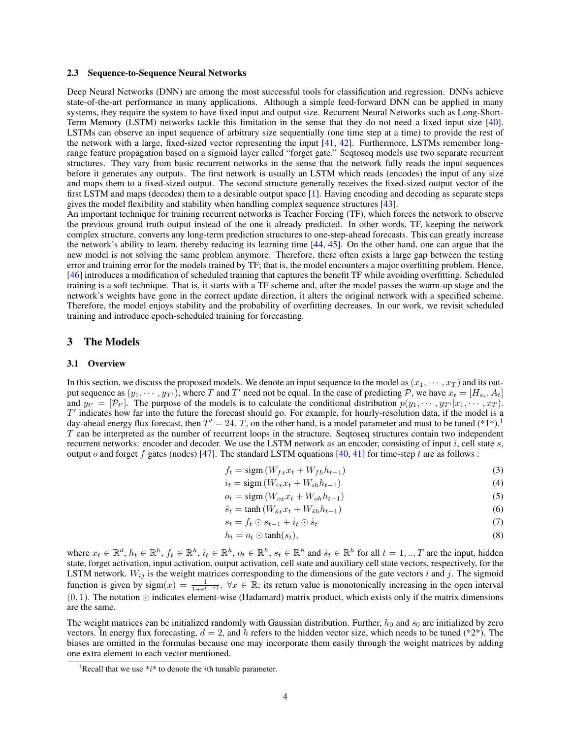### 2.3 Sequence-to-Sequence Neural Networks

Deep Neural Networks (DNN) are among the most successful tools for classification and regression. DNNs achieve state-of-the-art performance in many applications. Although a simple feed-forward DNN can be applied in many systems, they require the system to have fixed input and output size. Recurrent Neural Networks such as Long-Short-Term Memory (LSTM) networks tackle this limitation in the sense that they do not need a fixed input size [40]. LSTMs can observe an input sequence of arbitrary size sequentially (one time step at a time) to provide the rest of the network with a large, fixed-sized vector representing the input [41, 42]. Furthermore, LSTMs remember long-range feature propagation based on a sigmoid layer called "forget gate." Seqtoseq models use two separate recurrent structures. They vary from basic recurrent networks in the sense that the network fully reads the input sequences before it generates any outputs. The first network is usually an LSTM which reads (encodes) the input of any size and maps them to a fixed-sized output. The second structure generally receives the fixed-sized output vector of the first LSTM and maps (decodes) them to a desirable output space [1]. Having encoding and decoding as separate steps gives the model flexibility and stability when handling complex sequence structures [43].

An important technique for training recurrent networks is Teacher Forcing (TF), which forces the network to observe the previous ground truth output instead of the one it already predicted. In other words, TF, keeping the network complex structure, converts any long-term prediction structures to one-step-ahead forecasts. This can greatly increase the network's ability to learn, thereby reducing its learning time [44, 45]. On the other hand, one can argue that the new model is not solving the same problem anymore. Therefore, there often exists a large gap between the testing error and training error for the models trained by TF; that is, the model encounters a major overfitting problem. Hence, [46] introduces a modification of scheduled training that captures the benefit TF while avoiding overfitting. Scheduled training is a soft technique. That is, it starts with a TF scheme and, after the model passes the warm-up stage and the network's weights have gone in the correct update direction, it alters the original network with a specified scheme. Therefore, the model enjoys stability and the probability of overfitting decreases. In our work, we revisit scheduled training and introduce epoch-scheduled training for forecasting.

## 3 The Models

### 3.1 Overview

In this section, we discuss the proposed models. We denote an input sequence to the model as $(x_1, \cdots, x_T)$ and its output sequence as $(y_1, \cdots, y_{T'})$, where $T$ and $T'$ need not be equal. In the case of predicting $\mathcal{P}$, we have $x_t = [H_{s_t}, A_t]$ and $y_{t'} = [\mathcal{P}_{t'}]$. The purpose of the models is to calculate the conditional distribution $p(y_1, \cdots, y_{T'}|x_1, \cdots, x_T)$. $T'$ indicates how far into the future the forecast should go. For example, for hourly-resolution data, if the model is a day-ahead energy flux forecast, then $T' = 24$. $T$, on the other hand, is a model parameter and must to be tuned (*1*).[1] $T$ can be interpreted as the number of recurrent loops in the structure. Seqtoseq structures contain two independent recurrent networks: encoder and decoder. We use the LSTM network as an encoder, consisting of input $i$, cell state $s$, output $o$ and forget $f$ gates (nodes) [47]. The standard LSTM equations [40, 41] for time-step $t$ are as follows :

$$f_t = \text{sigm}\left(W_{fx}x_t + W_{fh}h_{t-1}\right) \tag{3}$$

$$i_t = \text{sigm}\left(W_{ix}x_t + W_{ih}h_{t-1}\right) \tag{4}$$

$$o_t = \text{sigm}\left(W_{ox}x_t + W_{oh}h_{t-1}\right) \tag{5}$$

$$\tilde{s}_t = \tanh\left(W_{\tilde{s}x}x_t + W_{\tilde{s}h}h_{t-1}\right) \tag{6}$$

$$s_t = f_t \odot s_{t-1} + i_t \odot \tilde{s}_t \tag{7}$$

$$h_t = o_t \odot \tanh(s_t), \tag{8}$$

where $x_t \in \mathbb{R}^d$, $h_t \in \mathbb{R}^h$, $f_t \in \mathbb{R}^h$, $i_t \in \mathbb{R}^h$, $o_t \in \mathbb{R}^h$, $s_t \in \mathbb{R}^h$ and $\tilde{s}_t \in \mathbb{R}^h$ for all $t = 1, .., T$ are the input, hidden state, forget activation, input activation, output activation, cell state and auxiliary cell state vectors, respectively, for the LSTM network. $W_{ij}$ is the weight matrices corresponding to the dimensions of the gate vectors $i$ and $j$. The sigmoid function is given by $\text{sigm}(x) = \frac{1}{1+e^{(-x)}}, \ \forall x \in \mathbb{R}$; its return value is monotonically increasing in the open interval $(0, 1)$. The notation $\odot$ indicates element-wise (Hadamard) matrix product, which exists only if the matrix dimensions are the same.

The weight matrices can be initialized randomly with Gaussian distribution. Further, $h_0$ and $s_0$ are initialized by zero vectors. In energy flux forecasting, $d = 2$, and $h$ refers to the hidden vector size, which needs to be tuned (*2*). The biases are omitted in the formulas because one may incorporate them easily through the weight matrices by adding one extra element to each vector mentioned.

[1] Recall that we use *$i$* to denote the $i$th tunable parameter.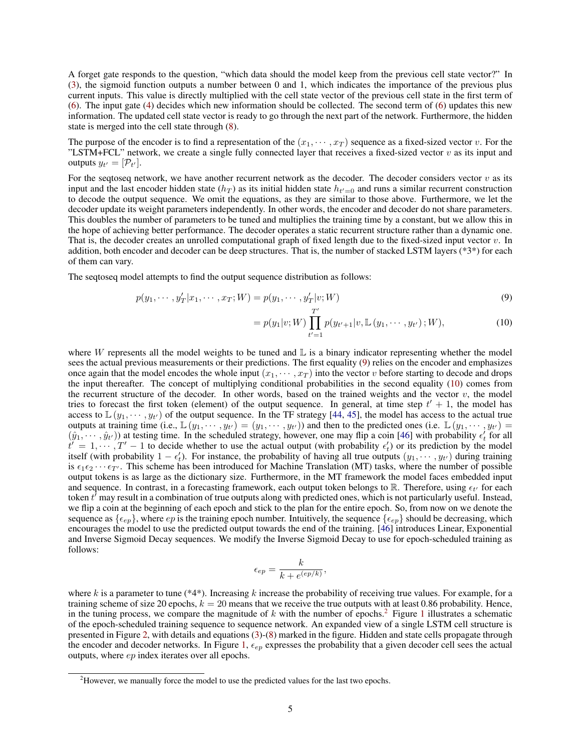A forget gate responds to the question, "which data should the model keep from the previous cell state vector?" In (3), the sigmoid function outputs a number between 0 and 1, which indicates the importance of the previous plus current inputs. This value is directly multiplied with the cell state vector of the previous cell state in the first term of (6). The input gate (4) decides which new information should be collected. The second term of (6) updates this new information. The updated cell state vector is ready to go through the next part of the network. Furthermore, the hidden state is merged into the cell state through (8).

The purpose of the encoder is to find a representation of the $(x_1, \cdots, x_T)$ sequence as a fixed-sized vector $v$. For the "LSTM+FCL" network, we create a single fully connected layer that receives a fixed-sized vector $v$ as its input and outputs $y_{t'} = [\mathcal{P}_{t'}]$.

For the seqtoseq network, we have another recurrent network as the decoder. The decoder considers vector $v$ as its input and the last encoder hidden state $(h_T)$ as its initial hidden state $h_{t'=0}$ and runs a similar recurrent construction to decode the output sequence. We omit the equations, as they are similar to those above. Furthermore, we let the decoder update its weight parameters independently. In other words, the encoder and decoder do not share parameters. This doubles the number of parameters to be tuned and multiplies the training time by a constant, but we allow this in the hope of achieving better performance. The decoder operates a static recurrent structure rather than a dynamic one. That is, the decoder creates an unrolled computational graph of fixed length due to the fixed-sized input vector $v$. In addition, both encoder and decoder can be deep structures. That is, the number of stacked LSTM layers (*3*) for each of them can vary.

The seqtoseq model attempts to find the output sequence distribution as follows:

$$p(y_1, \cdots, y_T' | x_1, \cdots, x_T; W) = p(y_1, \cdots, y_T' | v; W) \tag{9}$$

$$= p(y_1 | v; W) \prod_{t'=1}^{T'} p(y_{t'+1} | v, \mathbb{L}(y_1, \cdots, y_{t'}); W), \tag{10}$$

where $W$ represents all the model weights to be tuned and $\mathbb{L}$ is a binary indicator representing whether the model sees the actual previous measurements or their predictions. The first equality (9) relies on the encoder and emphasizes once again that the model encodes the whole input $(x_1, \cdots, x_T)$ into the vector $v$ before starting to decode and drops the input thereafter. The concept of multiplying conditional probabilities in the second equality (10) comes from the recurrent structure of the decoder. In other words, based on the trained weights and the vector $v$, the model tries to forecast the first token (element) of the output sequence. In general, at time step $t' + 1$, the model has access to $\mathbb{L}(y_1, \cdots, y_{t'})$ of the output sequence. In the TF strategy [44, 45], the model has access to the actual true outputs at training time (i.e., $\mathbb{L}(y_1, \cdots, y_{t'}) = (y_1, \cdots, y_{t'})$) and then to the predicted ones (i.e. $\mathbb{L}(y_1, \cdots, y_{t'}) = (\hat{y}_1, \cdots, \hat{y}_{t'})$) at testing time. In the scheduled strategy, however, one may flip a coin [46] with probability $\epsilon_t'$ for all $t' = 1, \cdots, T' - 1$ to decide whether to use the actual output (with probability $\epsilon_t'$) or its prediction by the model itself (with probability $1 - \epsilon_t'$). For instance, the probability of having all true outputs $(y_1, \cdots, y_{t'})$ during training is $\epsilon_1 \epsilon_2 \cdots \epsilon_{T'}$. This scheme has been introduced for Machine Translation (MT) tasks, where the number of possible output tokens is as large as the dictionary size. Furthermore, in the MT framework the model faces embedded input and sequence. In contrast, in a forecasting framework, each output token belongs to $\mathbb{R}$. Therefore, using $\epsilon_{t'}$ for each token $t'$ may result in a combination of true outputs along with predicted ones, which is not particularly useful. Instead, we flip a coin at the beginning of each epoch and stick to the plan for the entire epoch. So, from now on we denote the sequence as $\{\epsilon_{ep}\}$, where $ep$ is the training epoch number. Intuitively, the sequence $\{\epsilon_{ep}\}$ should be decreasing, which encourages the model to use the predicted output towards the end of the training. [46] introduces Linear, Exponential and Inverse Sigmoid Decay sequences. We modify the Inverse Sigmoid Decay to use for epoch-scheduled training as follows:

$$\epsilon_{ep} = \frac{k}{k + e^{(ep/k)}},$$

where $k$ is a parameter to tune (*4*). Increasing $k$ increase the probability of receiving true values. For example, for a training scheme of size 20 epochs, $k = 20$ means that we receive the true outputs with at least 0.86 probability. Hence, in the tuning process, we compare the magnitude of $k$ with the number of epochs.[2] Figure 1 illustrates a schematic of the epoch-scheduled training sequence to sequence network. An expanded view of a single LSTM cell structure is presented in Figure 2, with details and equations (3)-(8) marked in the figure. Hidden and state cells propagate through the encoder and decoder networks. In Figure 1, $\epsilon_{ep}$ expresses the probability that a given decoder cell sees the actual outputs, where $ep$ index iterates over all epochs.

[2] However, we manually force the model to use the predicted values for the last two epochs.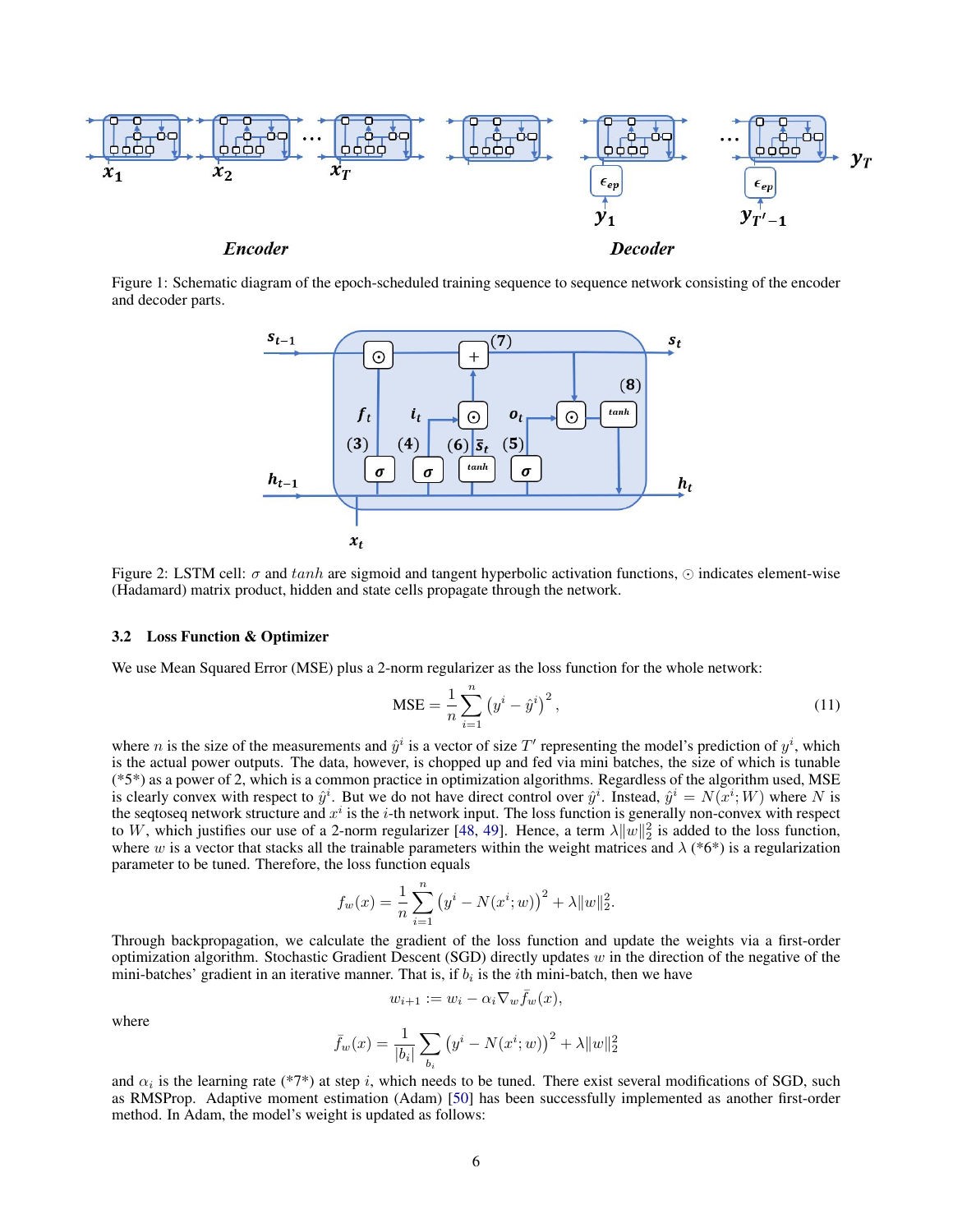Figure 1: Schematic diagram of the epoch-scheduled training sequence to sequence network consisting of the encoder and decoder parts.

Figure 2: LSTM cell: $\sigma$ and $tanh$ are sigmoid and tangent hyperbolic activation functions, $\odot$ indicates element-wise (Hadamard) matrix product, hidden and state cells propagate through the network.

### 3.2 Loss Function & Optimizer

We use Mean Squared Error (MSE) plus a 2-norm regularizer as the loss function for the whole network:

$$\text{MSE} = \frac{1}{n}\sum_{i=1}^{n}\left(y^i - \hat{y}^i\right)^2, \tag{11}$$

where $n$ is the size of the measurements and $\hat{y}^i$ is a vector of size $T'$ representing the model's prediction of $y^i$, which is the actual power outputs. The data, however, is chopped up and fed via mini batches, the size of which is tunable (*5*) as a power of 2, which is a common practice in optimization algorithms. Regardless of the algorithm used, MSE is clearly convex with respect to $\hat{y}^i$. But we do not have direct control over $\hat{y}^i$. Instead, $\hat{y}^i = N(x^i; W)$ where $N$ is the seqtoseq network structure and $x^i$ is the $i$-th network input. The loss function is generally non-convex with respect to $W$, which justifies our use of a 2-norm regularizer [48, 49]. Hence, a term $\lambda\|w\|_2^2$ is added to the loss function, where $w$ is a vector that stacks all the trainable parameters within the weight matrices and $\lambda$ (*6*) is a regularization parameter to be tuned. Therefore, the loss function equals

$$f_w(x) = \frac{1}{n}\sum_{i=1}^{n}\left(y^i - N(x^i; w)\right)^2 + \lambda\|w\|_2^2.$$

Through backpropagation, we calculate the gradient of the loss function and update the weights via a first-order optimization algorithm. Stochastic Gradient Descent (SGD) directly updates $w$ in the direction of the negative of the mini-batches' gradient in an iterative manner. That is, if $b_i$ is the $i$th mini-batch, then we have

$$w_{i+1} := w_i - \alpha_i \nabla_w \bar{f}_w(x),$$

where

$$\bar{f}_w(x) = \frac{1}{|b_i|}\sum_{b_i}\left(y^i - N(x^i; w)\right)^2 + \lambda\|w\|_2^2$$

and $\alpha_i$ is the learning rate (*7*) at step $i$, which needs to be tuned. There exist several modifications of SGD, such as RMSProp. Adaptive moment estimation (Adam) [50] has been successfully implemented as another first-order method. In Adam, the model's weight is updated as follows: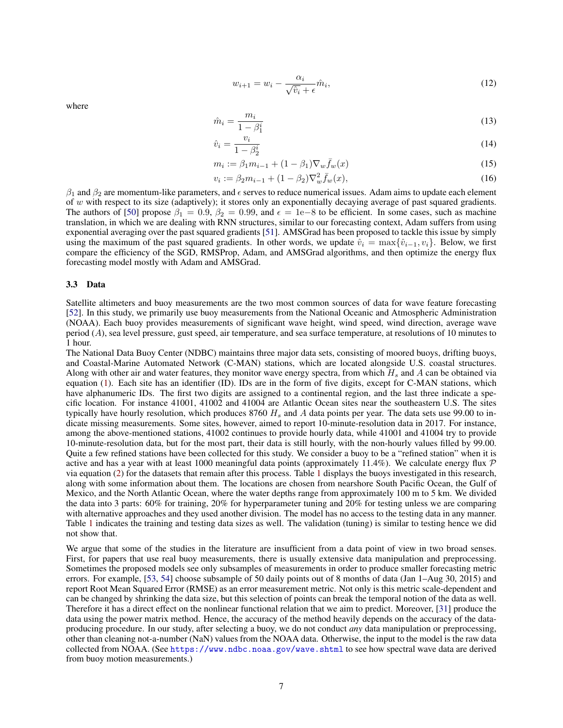$$w_{i+1} = w_i - \frac{\alpha_i}{\sqrt{\hat{v}_i} + \epsilon} \hat{m}_i, \tag{12}$$

where

$$\hat{m}_i = \frac{m_i}{1 - \beta_1^i} \tag{13}$$

$$\hat{v}_i = \frac{v_i}{1 - \beta_2^i} \tag{14}$$

$$m_i := \beta_1 m_{i-1} + (1 - \beta_1) \nabla_w \bar{f}_w(x) \tag{15}$$

$$v_i := \beta_2 m_{i-1} + (1 - \beta_2) \nabla_w^2 \bar{f}_w(x), \tag{16}$$

$\beta_1$ and $\beta_2$ are momentum-like parameters, and $\epsilon$ serves to reduce numerical issues. Adam aims to update each element of $w$ with respect to its size (adaptively); it stores only an exponentially decaying average of past squared gradients. The authors of [50] propose $\beta_1 = 0.9$, $\beta_2 = 0.99$, and $\epsilon = 1\text{e}{-8}$ to be efficient. In some cases, such as machine translation, in which we are dealing with RNN structures, similar to our forecasting context, Adam suffers from using exponential averaging over the past squared gradients [51]. AMSGrad has been proposed to tackle this issue by simply using the maximum of the past squared gradients. In other words, we update $\hat{v}_i = \max\{\hat{v}_{i-1}, v_i\}$. Below, we first compare the efficiency of the SGD, RMSProp, Adam, and AMSGrad algorithms, and then optimize the energy flux forecasting model mostly with Adam and AMSGrad.

### 3.3 Data

Satellite altimeters and buoy measurements are the two most common sources of data for wave feature forecasting [52]. In this study, we primarily use buoy measurements from the National Oceanic and Atmospheric Administration (NOAA). Each buoy provides measurements of significant wave height, wind speed, wind direction, average wave period ($A$), sea level pressure, gust speed, air temperature, and sea surface temperature, at resolutions of 10 minutes to 1 hour.

The National Data Buoy Center (NDBC) maintains three major data sets, consisting of moored buoys, drifting buoys, and Coastal-Marine Automated Network (C-MAN) stations, which are located alongside U.S. coastal structures. Along with other air and water features, they monitor wave energy spectra, from which $H_s$ and $A$ can be obtained via equation (1). Each site has an identifier (ID). IDs are in the form of five digits, except for C-MAN stations, which have alphanumeric IDs. The first two digits are assigned to a continental region, and the last three indicate a specific location. For instance 41001, 41002 and 41004 are Atlantic Ocean sites near the southeastern U.S. The sites typically have hourly resolution, which produces 8760 $H_s$ and $A$ data points per year. The data sets use 99.00 to indicate missing measurements. Some sites, however, aimed to report 10-minute-resolution data in 2017. For instance, among the above-mentioned stations, 41002 continues to provide hourly data, while 41001 and 41004 try to provide 10-minute-resolution data, but for the most part, their data is still hourly, with the non-hourly values filled by 99.00. Quite a few refined stations have been collected for this study. We consider a buoy to be a "refined station" when it is active and has a year with at least 1000 meaningful data points (approximately 11.4%). We calculate energy flux $\mathcal{P}$ via equation (2) for the datasets that remain after this process. Table 1 displays the buoys investigated in this research, along with some information about them. The locations are chosen from nearshore South Pacific Ocean, the Gulf of Mexico, and the North Atlantic Ocean, where the water depths range from approximately 100 m to 5 km. We divided the data into 3 parts: 60% for training, 20% for hyperparameter tuning and 20% for testing unless we are comparing with alternative approaches and they used another division. The model has no access to the testing data in any manner. Table 1 indicates the training and testing data sizes as well. The validation (tuning) is similar to testing hence we did not show that.

We argue that some of the studies in the literature are insufficient from a data point of view in two broad senses. First, for papers that use real buoy measurements, there is usually extensive data manipulation and preprocessing. Sometimes the proposed models see only subsamples of measurements in order to produce smaller forecasting metric errors. For example, [53, 54] choose subsample of 50 daily points out of 8 months of data (Jan 1–Aug 30, 2015) and report Root Mean Squared Error (RMSE) as an error measurement metric. Not only is this metric scale-dependent and can be changed by shrinking the data size, but this selection of points can break the temporal notion of the data as well. Therefore it has a direct effect on the nonlinear functional relation that we aim to predict. Moreover, [31] produce the data using the power matrix method. Hence, the accuracy of the method heavily depends on the accuracy of the data-producing procedure. In our study, after selecting a buoy, we do not conduct *any* data manipulation or preprocessing, other than cleaning not-a-number (NaN) values from the NOAA data. Otherwise, the input to the model is the raw data collected from NOAA. (See https://www.ndbc.noaa.gov/wave.shtml to see how spectral wave data are derived from buoy motion measurements.)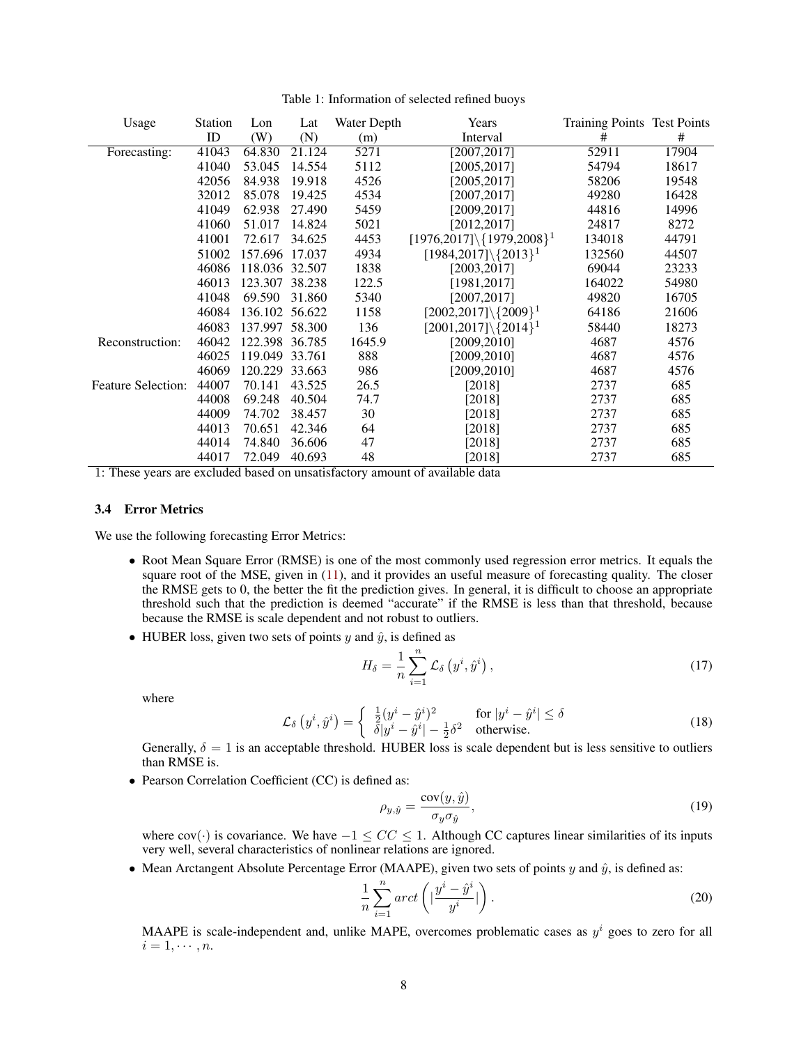Table 1: Information of selected refined buoys

| Usage | Station ID | Lon (W) | Lat (N) | Water Depth (m) | Years Interval | Training Points # | Test Points # |
|---|---|---|---|---|---|---|---|
| Forecasting: | 41043 | 64.830 | 21.124 | 5271 | [2007,2017] | 52911 | 17904 |
| | 41040 | 53.045 | 14.554 | 5112 | [2005,2017] | 54794 | 18617 |
| | 42056 | 84.938 | 19.918 | 4526 | [2005,2017] | 58206 | 19548 |
| | 32012 | 85.078 | 19.425 | 4534 | [2007,2017] | 49280 | 16428 |
| | 41049 | 62.938 | 27.490 | 5459 | [2009,2017] | 44816 | 14996 |
| | 41060 | 51.017 | 14.824 | 5021 | [2012,2017] | 24817 | 8272 |
| | 41001 | 72.617 | 34.625 | 4453 | $[1976,2017]\backslash\{1979,2008\}$[1] | 134018 | 44791 |
| | 51002 | 157.696 | 17.037 | 4934 | $[1984,2017]\backslash\{2013\}$[1] | 132560 | 44507 |
| | 46086 | 118.036 | 32.507 | 1838 | [2003,2017] | 69044 | 23233 |
| | 46013 | 123.307 | 38.238 | 122.5 | [1981,2017] | 164022 | 54980 |
| | 41048 | 69.590 | 31.860 | 5340 | [2007,2017] | 49820 | 16705 |
| | 46084 | 136.102 | 56.622 | 1158 | $[2002,2017]\backslash\{2009\}$[1] | 64186 | 21606 |
| | 46083 | 137.997 | 58.300 | 136 | $[2001,2017]\backslash\{2014\}$[1] | 58440 | 18273 |
| Reconstruction: | 46042 | 122.398 | 36.785 | 1645.9 | [2009,2010] | 4687 | 4576 |
| | 46025 | 119.049 | 33.761 | 888 | [2009,2010] | 4687 | 4576 |
| | 46069 | 120.229 | 33.663 | 986 | [2009,2010] | 4687 | 4576 |
| Feature Selection: | 44007 | 70.141 | 43.525 | 26.5 | [2018] | 2737 | 685 |
| | 44008 | 69.248 | 40.504 | 74.7 | [2018] | 2737 | 685 |
| | 44009 | 74.702 | 38.457 | 30 | [2018] | 2737 | 685 |
| | 44013 | 70.651 | 42.346 | 64 | [2018] | 2737 | 685 |
| | 44014 | 74.840 | 36.606 | 47 | [2018] | 2737 | 685 |
| | 44017 | 72.049 | 40.693 | 48 | [2018] | 2737 | 685 |

1: These years are excluded based on unsatisfactory amount of available data

### 3.4 Error Metrics

We use the following forecasting Error Metrics:

- Root Mean Square Error (RMSE) is one of the most commonly used regression error metrics. It equals the square root of the MSE, given in (11), and it provides an useful measure of forecasting quality. The closer the RMSE gets to 0, the better the fit the prediction gives. In general, it is difficult to choose an appropriate threshold such that the prediction is deemed "accurate" if the RMSE is less than that threshold, because because the RMSE is scale dependent and not robust to outliers.

- HUBER loss, given two sets of points $y$ and $\hat{y}$, is defined as

$$H_\delta = \frac{1}{n}\sum_{i=1}^{n} \mathcal{L}_\delta\left(y^i, \hat{y}^i\right), \tag{17}$$

  where

$$\mathcal{L}_\delta\left(y^i, \hat{y}^i\right) = \begin{cases} \frac{1}{2}(y^i - \hat{y}^i)^2 & \text{for } |y^i - \hat{y}^i| \le \delta \\ \delta|y^i - \hat{y}^i| - \frac{1}{2}\delta^2 & \text{otherwise.} \end{cases} \tag{18}$$

  Generally, $\delta = 1$ is an acceptable threshold. HUBER loss is scale dependent but is less sensitive to outliers than RMSE is.

- Pearson Correlation Coefficient (CC) is defined as:

$$\rho_{y,\hat{y}} = \frac{\text{cov}(y, \hat{y})}{\sigma_y \sigma_{\hat{y}}}, \tag{19}$$

  where $\text{cov}(\cdot)$ is covariance. We have $-1 \le CC \le 1$. Although CC captures linear similarities of its inputs very well, several characteristics of nonlinear relations are ignored.

- Mean Arctangent Absolute Percentage Error (MAAPE), given two sets of points $y$ and $\hat{y}$, is defined as:

$$\frac{1}{n}\sum_{i=1}^{n} arct\left(|\frac{y^i - \hat{y}^i}{y^i}|\right). \tag{20}$$

  MAAPE is scale-independent and, unlike MAPE, overcomes problematic cases as $y^i$ goes to zero for all $i = 1, \cdots, n$.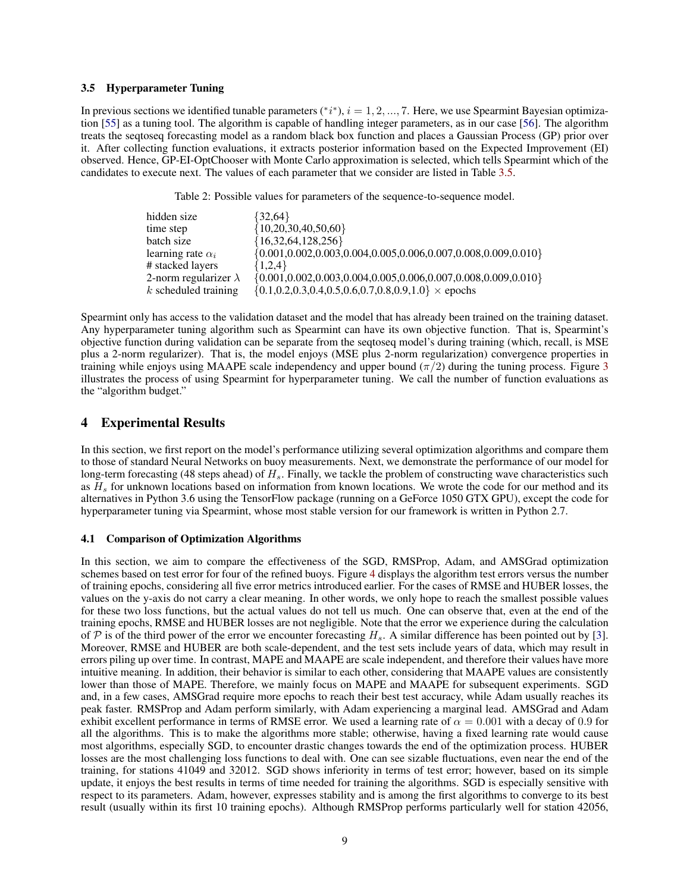### 3.5 Hyperparameter Tuning

In previous sections we identified tunable parameters ($^*i^*$), $i = 1, 2, ..., 7$. Here, we use Spearmint Bayesian optimization [55] as a tuning tool. The algorithm is capable of handling integer parameters, as in our case [56]. The algorithm treats the seqtoseq forecasting model as a random black box function and places a Gaussian Process (GP) prior over it. After collecting function evaluations, it extracts posterior information based on the Expected Improvement (EI) observed. Hence, GP-EI-OptChooser with Monte Carlo approximation is selected, which tells Spearmint which of the candidates to execute next. The values of each parameter that we consider are listed in Table 3.5.

Table 2: Possible values for parameters of the sequence-to-sequence model.

| | |
|---|---|
| hidden size | {32,64} |
| time step | {10,20,30,40,50,60} |
| batch size | {16,32,64,128,256} |
| learning rate $\alpha_i$ | {0.001,0.002,0.003,0.004,0.005,0.006,0.007,0.008,0.009,0.010} |
| # stacked layers | {1,2,4} |
| 2-norm regularizer $\lambda$ | {0.001,0.002,0.003,0.004,0.005,0.006,0.007,0.008,0.009,0.010} |
| $k$ scheduled training | {0.1,0.2,0.3,0.4,0.5,0.6,0.7,0.8,0.9,1.0} $\times$ epochs |

Spearmint only has access to the validation dataset and the model that has already been trained on the training dataset. Any hyperparameter tuning algorithm such as Spearmint can have its own objective function. That is, Spearmint's objective function during validation can be separate from the seqtoseq model's during training (which, recall, is MSE plus a 2-norm regularizer). That is, the model enjoys (MSE plus 2-norm regularization) convergence properties in training while enjoys using MAAPE scale independency and upper bound ($\pi/2$) during the tuning process. Figure 3 illustrates the process of using Spearmint for hyperparameter tuning. We call the number of function evaluations as the "algorithm budget."

## 4 Experimental Results

In this section, we first report on the model's performance utilizing several optimization algorithms and compare them to those of standard Neural Networks on buoy measurements. Next, we demonstrate the performance of our model for long-term forecasting (48 steps ahead) of $H_s$. Finally, we tackle the problem of constructing wave characteristics such as $H_s$ for unknown locations based on information from known locations. We wrote the code for our method and its alternatives in Python 3.6 using the TensorFlow package (running on a GeForce 1050 GTX GPU), except the code for hyperparameter tuning via Spearmint, whose most stable version for our framework is written in Python 2.7.

### 4.1 Comparison of Optimization Algorithms

In this section, we aim to compare the effectiveness of the SGD, RMSProp, Adam, and AMSGrad optimization schemes based on test error for four of the refined buoys. Figure 4 displays the algorithm test errors versus the number of training epochs, considering all five error metrics introduced earlier. For the cases of RMSE and HUBER losses, the values on the y-axis do not carry a clear meaning. In other words, we only hope to reach the smallest possible values for these two loss functions, but the actual values do not tell us much. One can observe that, even at the end of the training epochs, RMSE and HUBER losses are not negligible. Note that the error we experience during the calculation of $\mathcal{P}$ is of the third power of the error we encounter forecasting $H_s$. A similar difference has been pointed out by [3]. Moreover, RMSE and HUBER are both scale-dependent, and the test sets include years of data, which may result in errors piling up over time. In contrast, MAPE and MAAPE are scale independent, and therefore their values have more intuitive meaning. In addition, their behavior is similar to each other, considering that MAAPE values are consistently lower than those of MAPE. Therefore, we mainly focus on MAPE and MAAPE for subsequent experiments. SGD and, in a few cases, AMSGrad require more epochs to reach their best test accuracy, while Adam usually reaches its peak faster. RMSProp and Adam perform similarly, with Adam experiencing a marginal lead. AMSGrad and Adam exhibit excellent performance in terms of RMSE error. We used a learning rate of $\alpha = 0.001$ with a decay of 0.9 for all the algorithms. This is to make the algorithms more stable; otherwise, having a fixed learning rate would cause most algorithms, especially SGD, to encounter drastic changes towards the end of the optimization process. HUBER losses are the most challenging loss functions to deal with. One can see sizable fluctuations, even near the end of the training, for stations 41049 and 32012. SGD shows inferiority in terms of test error; however, based on its simple update, it enjoys the best results in terms of time needed for training the algorithms. SGD is especially sensitive with respect to its parameters. Adam, however, expresses stability and is among the first algorithms to converge to its best result (usually within its first 10 training epochs). Although RMSProp performs particularly well for station 42056,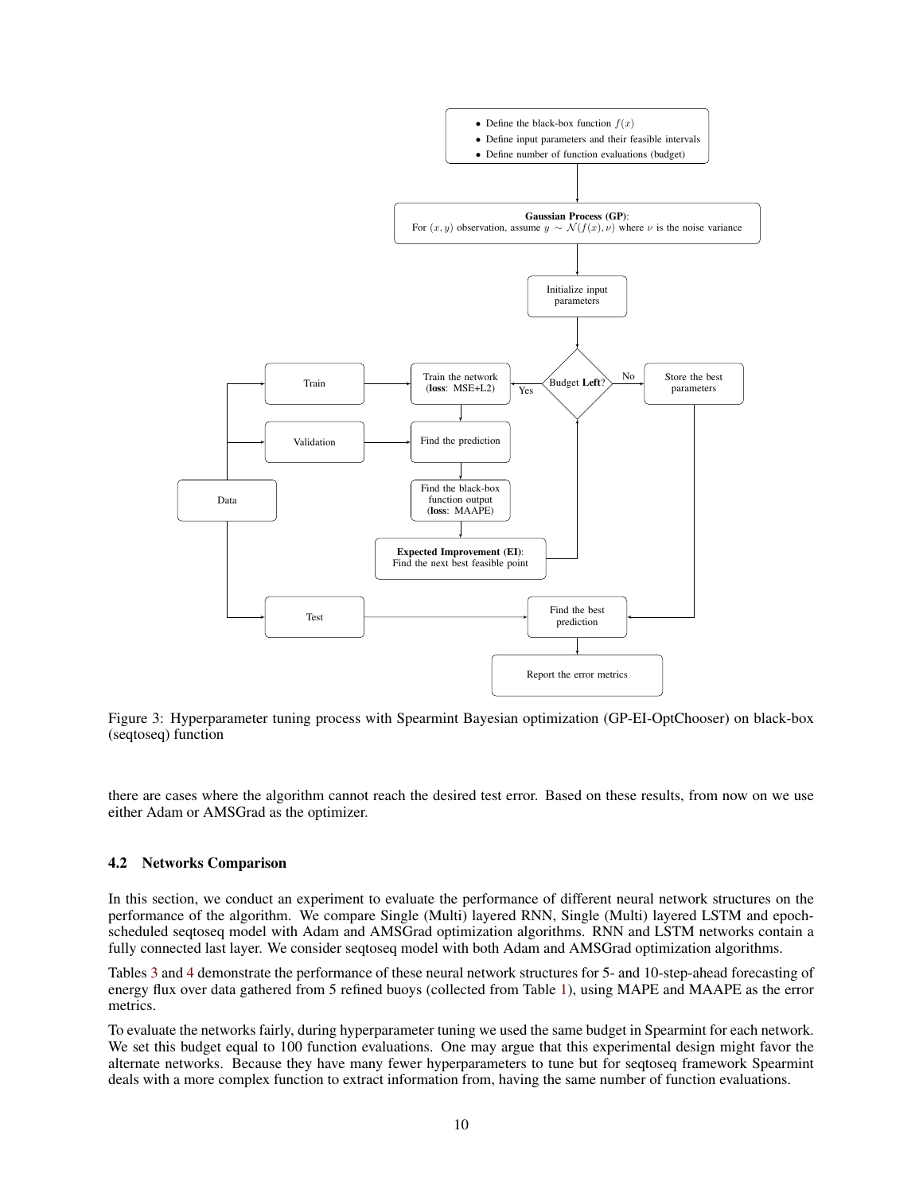- Define the black-box function $f(x)$
- Define input parameters and their feasible intervals
- Define number of function evaluations (budget)

**Gaussian Process (GP)**:
For $(x, y)$ observation, assume $y \sim \mathcal{N}(f(x), \nu)$ where $\nu$ is the noise variance

Initialize input parameters

Budget **Left**?

Yes: Train the network (**loss**: MSE+L2)

No: Store the best parameters

Data → Train, Validation, Test

Find the prediction

Find the black-box function output (**loss**: MAAPE)

**Expected Improvement (EI)**: Find the next best feasible point

Find the best prediction

Report the error metrics

Figure 3: Hyperparameter tuning process with Spearmint Bayesian optimization (GP-EI-OptChooser) on black-box (seqtoseq) function

there are cases where the algorithm cannot reach the desired test error. Based on these results, from now on we use either Adam or AMSGrad as the optimizer.

### 4.2 Networks Comparison

In this section, we conduct an experiment to evaluate the performance of different neural network structures on the performance of the algorithm. We compare Single (Multi) layered RNN, Single (Multi) layered LSTM and epoch-scheduled seqtoseq model with Adam and AMSGrad optimization algorithms. RNN and LSTM networks contain a fully connected last layer. We consider seqtoseq model with both Adam and AMSGrad optimization algorithms.

Tables 3 and 4 demonstrate the performance of these neural network structures for 5- and 10-step-ahead forecasting of energy flux over data gathered from 5 refined buoys (collected from Table 1), using MAPE and MAAPE as the error metrics.

To evaluate the networks fairly, during hyperparameter tuning we used the same budget in Spearmint for each network. We set this budget equal to 100 function evaluations. One may argue that this experimental design might favor the alternate networks. Because they have many fewer hyperparameters to tune but for seqtoseq framework Spearmint deals with a more complex function to extract information from, having the same number of function evaluations.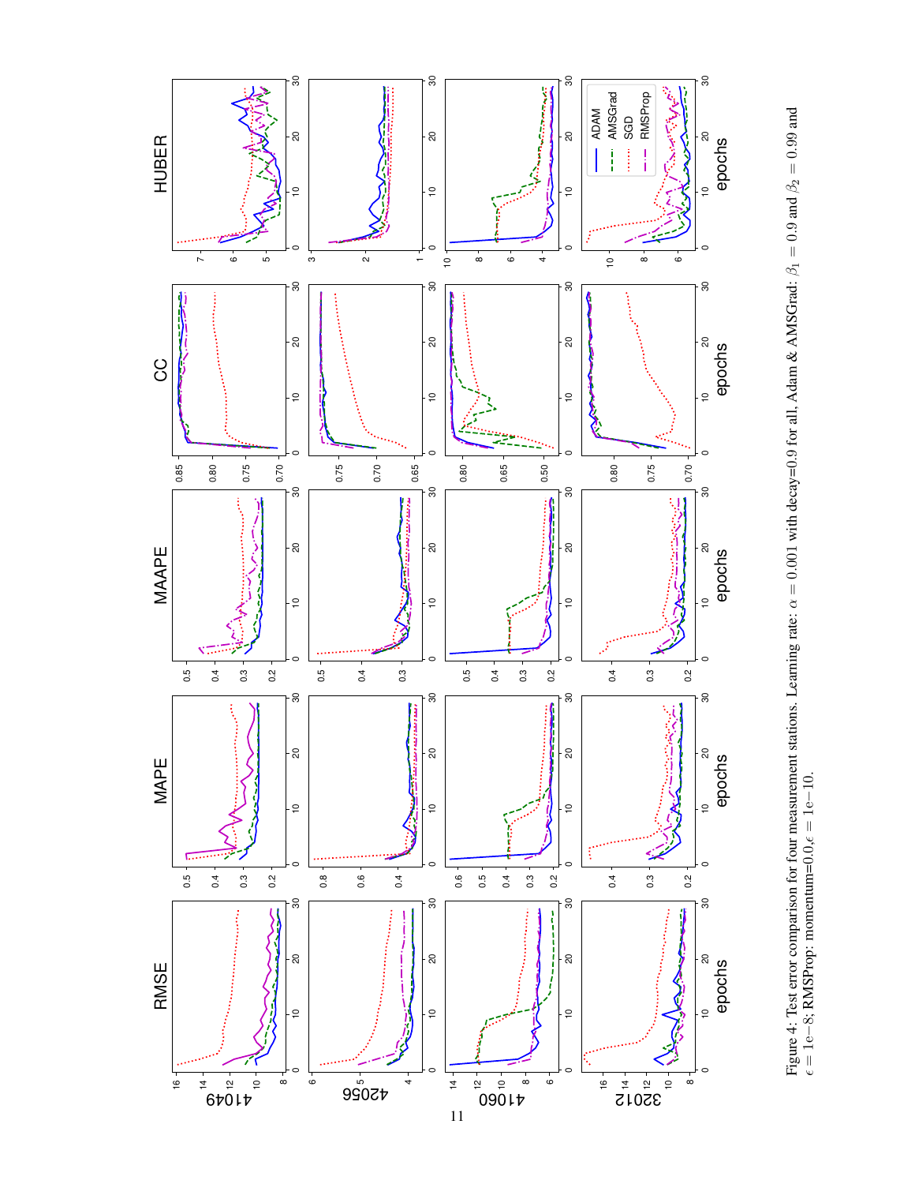Figure 4: Test error comparison for four measurement stations. Learning rate: $\alpha = 0.001$ with decay=0.9 for all, Adam & AMSGrad: $\beta_1 = 0.9$ and $\beta_2 = 0.99$ and $\epsilon = 1e{-}8$; RMSProp: momentum=0.0,$\epsilon = 1e{-}10$.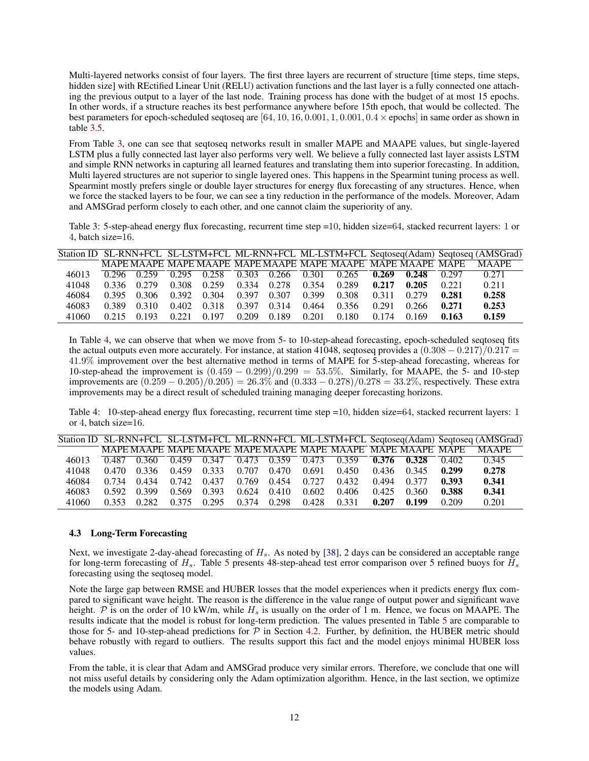Multi-layered networks consist of four layers. The first three layers are recurrent of structure [time steps, time steps, hidden size] with REctified Linear Unit (RELU) activation functions and the last layer is a fully connected one attaching the previous output to a layer of the last node. Training process has done with the budget of at most 15 epochs. In other words, if a structure reaches its best performance anywhere before 15th epoch, that would be collected. The best parameters for epoch-scheduled seqtoseq are $[64, 10, 16, 0.001, 1, 0.001, 0.4 \times \text{epochs}]$ in same order as shown in table 3.5.

From Table 3, one can see that seqtoseq networks result in smaller MAPE and MAAPE values, but single-layered LSTM plus a fully connected last layer also performs very well. We believe a fully connected last layer assists LSTM and simple RNN networks in capturing all learned features and translating them into superior forecasting. In addition, Multi layered structures are not superior to single layered ones. This happens in the Spearmint tuning process as well. Spearmint mostly prefers single or double layer structures for energy flux forecasting of any structures. Hence, when we force the stacked layers to be four, we can see a tiny reduction in the performance of the models. Moreover, Adam and AMSGrad perform closely to each other, and one cannot claim the superiority of any.

Table 3: 5-step-ahead energy flux forecasting, recurrent time step =10, hidden size=64, stacked recurrent layers: 1 or 4, batch size=16.

| Station ID | SL-RNN+FCL | | SL-LSTM+FCL | | ML-RNN+FCL | | ML-LSTM+FCL | | Seqtoseq(Adam) | | Seqtoseq (AMSGrad) | |
|---|---|---|---|---|---|---|---|---|---|---|---|---|
| | MAPE | MAAPE | MAPE | MAAPE | MAPE | MAAPE | MAPE | MAAPE | MAPE | MAAPE | MAPE | MAAPE |
| 46013 | 0.296 | 0.259 | 0.295 | 0.258 | 0.303 | 0.266 | 0.301 | 0.265 | **0.269** | **0.248** | 0.297 | 0.271 |
| 41048 | 0.336 | 0.279 | 0.308 | 0.259 | 0.334 | 0.278 | 0.354 | 0.289 | **0.217** | **0.205** | 0.221 | 0.211 |
| 46084 | 0.395 | 0.306 | 0.392 | 0.304 | 0.397 | 0.307 | 0.399 | 0.308 | 0.311 | 0.279 | **0.281** | **0.258** |
| 46083 | 0.389 | 0.310 | 0.402 | 0.318 | 0.397 | 0.314 | 0.464 | 0.356 | 0.291 | 0.266 | **0.271** | **0.253** |
| 41060 | 0.215 | 0.193 | 0.221 | 0.197 | 0.209 | 0.189 | 0.201 | 0.180 | 0.174 | 0.169 | **0.163** | **0.159** |

In Table 4, we can observe that when we move from 5- to 10-step-ahead forecasting, epoch-scheduled seqtoseq fits the actual outputs even more accurately. For instance, at station 41048, seqtoseq provides a $(0.308 - 0.217)/0.217 = 41.9\%$ improvement over the best alternative method in terms of MAPE for 5-step-ahead forecasting, whereas for 10-step-ahead the improvement is $(0.459 - 0.299)/0.299 = 53.5\%$. Similarly, for MAAPE, the 5- and 10-step improvements are $(0.259 - 0.205)/0.205) = 26.3\%$ and $(0.333 - 0.278)/0.278 = 33.2\%$, respectively. These extra improvements may be a direct result of scheduled training managing deeper forecasting horizons.

Table 4: 10-step-ahead energy flux forecasting, recurrent time step =10, hidden size=64, stacked recurrent layers: 1 or 4, batch size=16.

| Station ID | SL-RNN+FCL | | SL-LSTM+FCL | | ML-RNN+FCL | | ML-LSTM+FCL | | Seqtoseq(Adam) | | Seqtoseq (AMSGrad) | |
|---|---|---|---|---|---|---|---|---|---|---|---|---|
| | MAPE | MAAPE | MAPE | MAAPE | MAPE | MAAPE | MAPE | MAAPE | MAPE | MAAPE | MAPE | MAAPE |
| 46013 | 0.487 | 0.360 | 0.459 | 0.347 | 0.473 | 0.359 | 0.473 | 0.359 | **0.376** | **0.328** | 0.402 | 0.345 |
| 41048 | 0.470 | 0.336 | 0.459 | 0.333 | 0.707 | 0.470 | 0.691 | 0.450 | 0.436 | 0.345 | **0.299** | **0.278** |
| 46084 | 0.734 | 0.434 | 0.742 | 0.437 | 0.769 | 0.454 | 0.727 | 0.432 | 0.494 | 0.377 | **0.393** | **0.341** |
| 46083 | 0.592 | 0.399 | 0.569 | 0.393 | 0.624 | 0.410 | 0.602 | 0.406 | 0.425 | 0.360 | **0.388** | **0.341** |
| 41060 | 0.353 | 0.282 | 0.375 | 0.295 | 0.374 | 0.298 | 0.428 | 0.331 | **0.207** | **0.199** | 0.209 | 0.201 |

### 4.3 Long-Term Forecasting

Next, we investigate 2-day-ahead forecasting of $H_s$. As noted by [38], 2 days can be considered an acceptable range for long-term forecasting of $H_s$. Table 5 presents 48-step-ahead test error comparison over 5 refined buoys for $H_s$ forecasting using the seqtoseq model.

Note the large gap between RMSE and HUBER losses that the model experiences when it predicts energy flux compared to significant wave height. The reason is the difference in the value range of output power and significant wave height. $\mathcal{P}$ is on the order of 10 kW/m, while $H_s$ is usually on the order of 1 m. Hence, we focus on MAAPE. The results indicate that the model is robust for long-term prediction. The values presented in Table 5 are comparable to those for 5- and 10-step-ahead predictions for $\mathcal{P}$ in Section 4.2. Further, by definition, the HUBER metric should behave robustly with regard to outliers. The results support this fact and the model enjoys minimal HUBER loss values.

From the table, it is clear that Adam and AMSGrad produce very similar errors. Therefore, we conclude that one will not miss useful details by considering only the Adam optimization algorithm. Hence, in the last section, we optimize the models using Adam.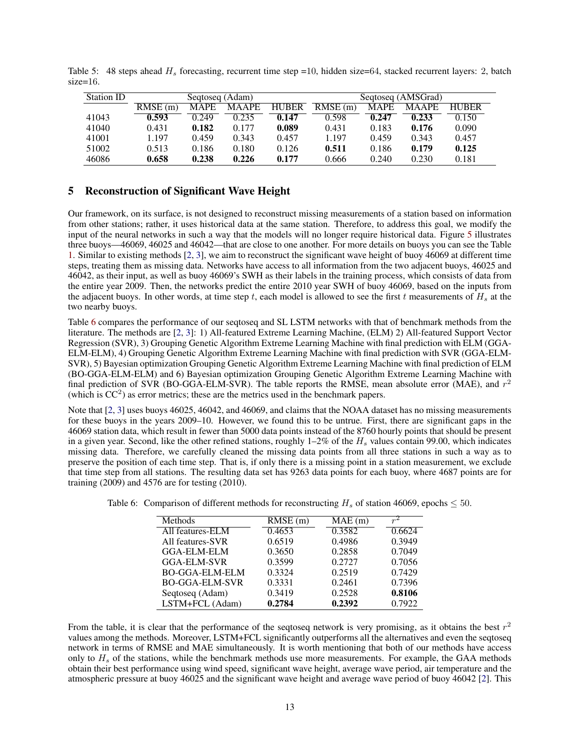Table 5: 48 steps ahead $H_s$ forecasting, recurrent time step =10, hidden size=64, stacked recurrent layers: 2, batch size=16.

| Station ID | Seqtoseq (Adam) | | | | Seqtoseq (AMSGrad) | | | |
|---|---|---|---|---|---|---|---|---|
| | RMSE (m) | MAPE | MAAPE | HUBER | RMSE (m) | MAPE | MAAPE | HUBER |
| 41043 | **0.593** | 0.249 | 0.235 | **0.147** | 0.598 | **0.247** | **0.233** | 0.150 |
| 41040 | 0.431 | **0.182** | 0.177 | **0.089** | 0.431 | 0.183 | **0.176** | 0.090 |
| 41001 | 1.197 | 0.459 | 0.343 | 0.457 | 1.197 | 0.459 | 0.343 | 0.457 |
| 51002 | 0.513 | 0.186 | 0.180 | 0.126 | **0.511** | 0.186 | **0.179** | **0.125** |
| 46086 | **0.658** | **0.238** | **0.226** | **0.177** | 0.666 | 0.240 | 0.230 | 0.181 |

## 5 Reconstruction of Significant Wave Height

Our framework, on its surface, is not designed to reconstruct missing measurements of a station based on information from other stations; rather, it uses historical data at the same station. Therefore, to address this goal, we modify the input of the neural networks in such a way that the models will no longer require historical data. Figure 5 illustrates three buoys—46069, 46025 and 46042—that are close to one another. For more details on buoys you can see the Table 1. Similar to existing methods [2, 3], we aim to reconstruct the significant wave height of buoy 46069 at different time steps, treating them as missing data. Networks have access to all information from the two adjacent buoys, 46025 and 46042, as their input, as well as buoy 46069's SWH as their labels in the training process, which consists of data from the entire year 2009. Then, the networks predict the entire 2010 year SWH of buoy 46069, based on the inputs from the adjacent buoys. In other words, at time step $t$, each model is allowed to see the first $t$ measurements of $H_s$ at the two nearby buoys.

Table 6 compares the performance of our seqtoseq and SL LSTM networks with that of benchmark methods from the literature. The methods are [2, 3]: 1) All-featured Extreme Learning Machine, (ELM) 2) All-featured Support Vector Regression (SVR), 3) Grouping Genetic Algorithm Extreme Learning Machine with final prediction with ELM (GGA-ELM-ELM), 4) Grouping Genetic Algorithm Extreme Learning Machine with final prediction with SVR (GGA-ELM-SVR), 5) Bayesian optimization Grouping Genetic Algorithm Extreme Learning Machine with final prediction of ELM (BO-GGA-ELM-ELM) and 6) Bayesian optimization Grouping Genetic Algorithm Extreme Learning Machine with final prediction of SVR (BO-GGA-ELM-SVR). The table reports the RMSE, mean absolute error (MAE), and $r^2$ (which is $\text{CC}^2$) as error metrics; these are the metrics used in the benchmark papers.

Note that [2, 3] uses buoys 46025, 46042, and 46069, and claims that the NOAA dataset has no missing measurements for these buoys in the years 2009–10. However, we found this to be untrue. First, there are significant gaps in the 46069 station data, which result in fewer than 5000 data points instead of the 8760 hourly points that should be present in a given year. Second, like the other refined stations, roughly 1–2% of the $H_s$ values contain 99.00, which indicates missing data. Therefore, we carefully cleaned the missing data points from all three stations in such a way as to preserve the position of each time step. That is, if only there is a missing point in a station measurement, we exclude that time step from all stations. The resulting data set has 9263 data points for each buoy, where 4687 points are for training (2009) and 4576 are for testing (2010).

Table 6: Comparison of different methods for reconstructing $H_s$ of station 46069, epochs $\leq 50$.

| Methods | RMSE (m) | MAE (m) | $r^2$ |
|---|---|---|---|
| All features-ELM | 0.4653 | 0.3582 | 0.6624 |
| All features-SVR | 0.6519 | 0.4986 | 0.3949 |
| GGA-ELM-ELM | 0.3650 | 0.2858 | 0.7049 |
| GGA-ELM-SVR | 0.3599 | 0.2727 | 0.7056 |
| BO-GGA-ELM-ELM | 0.3324 | 0.2519 | 0.7429 |
| BO-GGA-ELM-SVR | 0.3331 | 0.2461 | 0.7396 |
| Seqtoseq (Adam) | 0.3419 | 0.2528 | **0.8106** |
| LSTM+FCL (Adam) | **0.2784** | **0.2392** | 0.7922 |

From the table, it is clear that the performance of the seqtoseq network is very promising, as it obtains the best $r^2$ values among the methods. Moreover, LSTM+FCL significantly outperforms all the alternatives and even the seqtoseq network in terms of RMSE and MAE simultaneously. It is worth mentioning that both of our methods have access only to $H_s$ of the stations, while the benchmark methods use more measurements. For example, the GAA methods obtain their best performance using wind speed, significant wave height, average wave period, air temperature and the atmospheric pressure at buoy 46025 and the significant wave height and average wave period of buoy 46042 [2]. This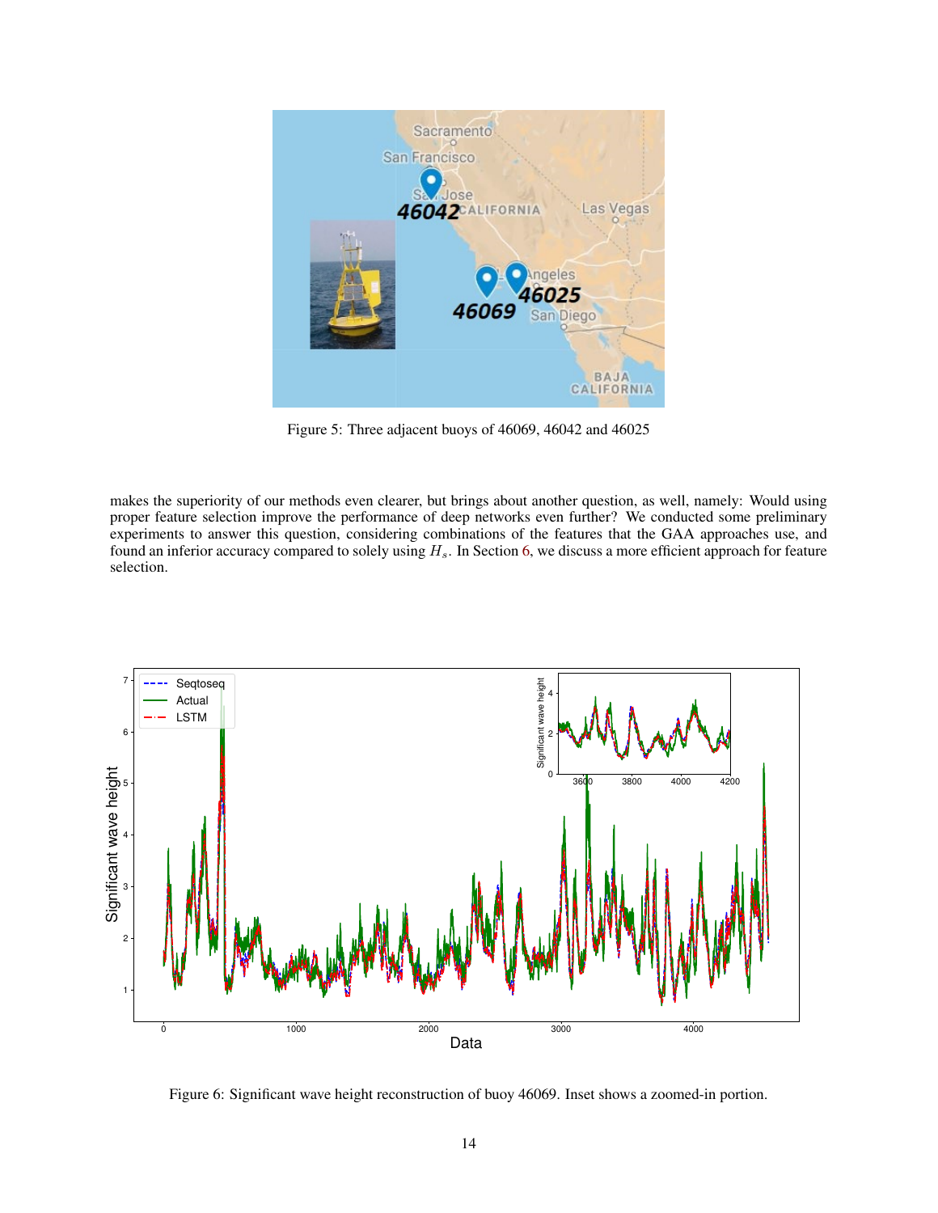Figure 5: Three adjacent buoys of 46069, 46042 and 46025

makes the superiority of our methods even clearer, but brings about another question, as well, namely: Would using proper feature selection improve the performance of deep networks even further? We conducted some preliminary experiments to answer this question, considering combinations of the features that the GAA approaches use, and found an inferior accuracy compared to solely using $H_s$. In Section 6, we discuss a more efficient approach for feature selection.

Figure 6: Significant wave height reconstruction of buoy 46069. Inset shows a zoomed-in portion.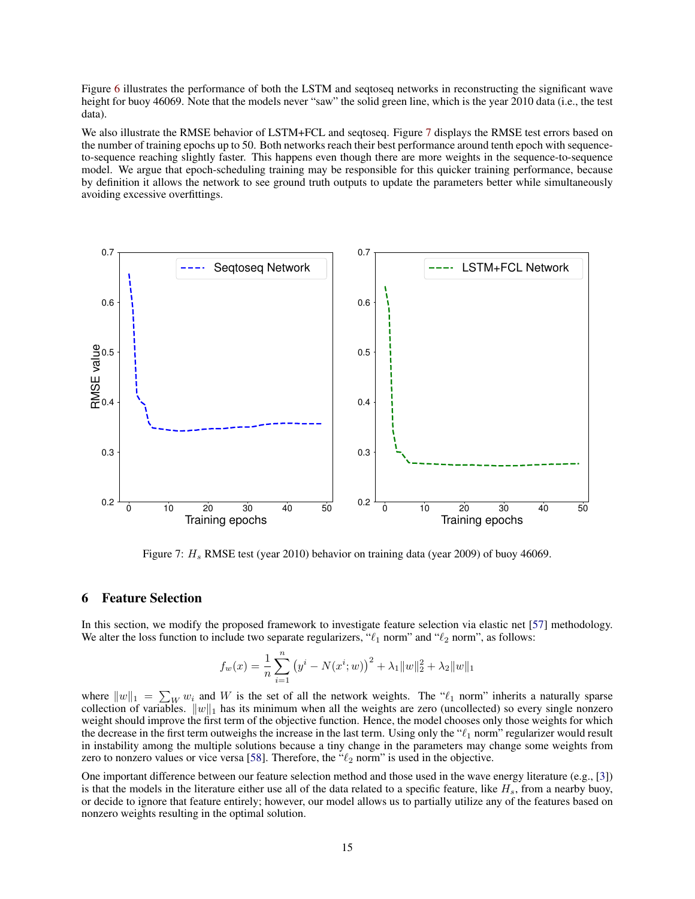Figure 6 illustrates the performance of both the LSTM and seqtoseq networks in reconstructing the significant wave height for buoy 46069. Note that the models never "saw" the solid green line, which is the year 2010 data (i.e., the test data).

We also illustrate the RMSE behavior of LSTM+FCL and seqtoseq. Figure 7 displays the RMSE test errors based on the number of training epochs up to 50. Both networks reach their best performance around tenth epoch with sequence-to-sequence reaching slightly faster. This happens even though there are more weights in the sequence-to-sequence model. We argue that epoch-scheduling training may be responsible for this quicker training performance, because by definition it allows the network to see ground truth outputs to update the parameters better while simultaneously avoiding excessive overfittings.

Figure 7: $H_s$ RMSE test (year 2010) behavior on training data (year 2009) of buoy 46069.

## 6 Feature Selection

In this section, we modify the proposed framework to investigate feature selection via elastic net [57] methodology. We alter the loss function to include two separate regularizers, "$\ell_1$ norm" and "$\ell_2$ norm", as follows:

$$f_w(x) = \frac{1}{n} \sum_{i=1}^{n} \left( y^i - N(x^i; w) \right)^2 + \lambda_1 \|w\|_2^2 + \lambda_2 \|w\|_1$$

where $\|w\|_1 = \sum_W w_i$ and $W$ is the set of all the network weights. The "$\ell_1$ norm" inherits a naturally sparse collection of variables. $\|w\|_1$ has its minimum when all the weights are zero (uncollected) so every single nonzero weight should improve the first term of the objective function. Hence, the model chooses only those weights for which the decrease in the first term outweighs the increase in the last term. Using only the "$\ell_1$ norm" regularizer would result in instability among the multiple solutions because a tiny change in the parameters may change some weights from zero to nonzero values or vice versa [58]. Therefore, the "$\ell_2$ norm" is used in the objective.

One important difference between our feature selection method and those used in the wave energy literature (e.g., [3]) is that the models in the literature either use all of the data related to a specific feature, like $H_s$, from a nearby buoy, or decide to ignore that feature entirely; however, our model allows us to partially utilize any of the features based on nonzero weights resulting in the optimal solution.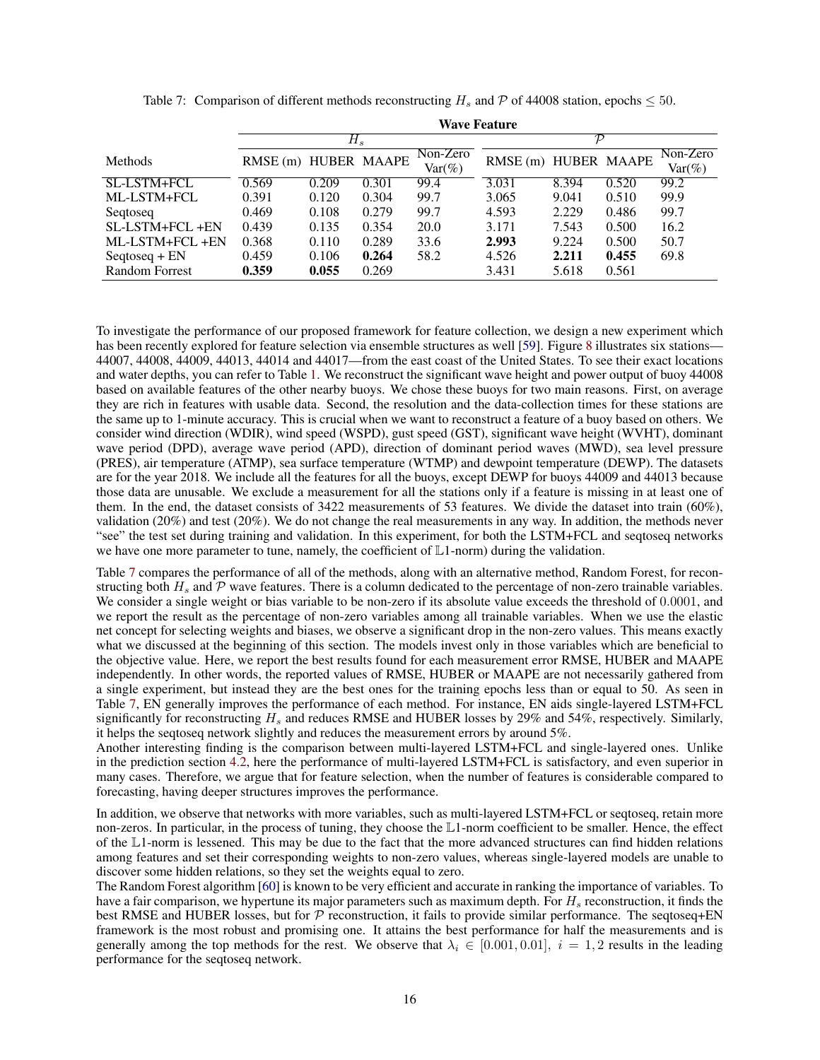Table 7: Comparison of different methods reconstructing $H_s$ and $\mathcal{P}$ of 44008 station, epochs $\leq 50$.

| | Wave Feature | | | | | | | |
|---|---|---|---|---|---|---|---|---|
| | $H_s$ | | | | $\mathcal{P}$ | | | |
| Methods | RMSE (m) | HUBER | MAAPE | Non-Zero Var(%) | RMSE (m) | HUBER | MAAPE | Non-Zero Var(%) |
| SL-LSTM+FCL | 0.569 | 0.209 | 0.301 | 99.4 | 3.031 | 8.394 | 0.520 | 99.2 |
| ML-LSTM+FCL | 0.391 | 0.120 | 0.304 | 99.7 | 3.065 | 9.041 | 0.510 | 99.9 |
| Seqtoseq | 0.469 | 0.108 | 0.279 | 99.7 | 4.593 | 2.229 | 0.486 | 99.7 |
| SL-LSTM+FCL +EN | 0.439 | 0.135 | 0.354 | 20.0 | 3.171 | 7.543 | 0.500 | 16.2 |
| ML-LSTM+FCL +EN | 0.368 | 0.110 | 0.289 | 33.6 | **2.993** | 9.224 | 0.500 | 50.7 |
| Seqtoseq + EN | 0.459 | 0.106 | **0.264** | 58.2 | 4.526 | **2.211** | **0.455** | 69.8 |
| Random Forrest | **0.359** | **0.055** | 0.269 | | 3.431 | 5.618 | 0.561 | |

To investigate the performance of our proposed framework for feature collection, we design a new experiment which has been recently explored for feature selection via ensemble structures as well [59]. Figure 8 illustrates six stations—44007, 44008, 44009, 44013, 44014 and 44017—from the east coast of the United States. To see their exact locations and water depths, you can refer to Table 1. We reconstruct the significant wave height and power output of buoy 44008 based on available features of the other nearby buoys. We chose these buoys for two main reasons. First, on average they are rich in features with usable data. Second, the resolution and the data-collection times for these stations are the same up to 1-minute accuracy. This is crucial when we want to reconstruct a feature of a buoy based on others. We consider wind direction (WDIR), wind speed (WSPD), gust speed (GST), significant wave height (WVHT), dominant wave period (DPD), average wave period (APD), direction of dominant period waves (MWD), sea level pressure (PRES), air temperature (ATMP), sea surface temperature (WTMP) and dewpoint temperature (DEWP). The datasets are for the year 2018. We include all the features for all the buoys, except DEWP for buoys 44009 and 44013 because those data are unusable. We exclude a measurement for all the stations only if a feature is missing in at least one of them. In the end, the dataset consists of 3422 measurements of 53 features. We divide the dataset into train (60%), validation (20%) and test (20%). We do not change the real measurements in any way. In addition, the methods never "see" the test set during training and validation. In this experiment, for both the LSTM+FCL and seqtoseq networks we have one more parameter to tune, namely, the coefficient of $\mathbb{L}1$-norm) during the validation.

Table 7 compares the performance of all of the methods, along with an alternative method, Random Forest, for reconstructing both $H_s$ and $\mathcal{P}$ wave features. There is a column dedicated to the percentage of non-zero trainable variables. We consider a single weight or bias variable to be non-zero if its absolute value exceeds the threshold of 0.0001, and we report the result as the percentage of non-zero variables among all trainable variables. When we use the elastic net concept for selecting weights and biases, we observe a significant drop in the non-zero values. This means exactly what we discussed at the beginning of this section. The models invest only in those variables which are beneficial to the objective value. Here, we report the best results found for each measurement error RMSE, HUBER and MAAPE independently. In other words, the reported values of RMSE, HUBER or MAAPE are not necessarily gathered from a single experiment, but instead they are the best ones for the training epochs less than or equal to 50. As seen in Table 7, EN generally improves the performance of each method. For instance, EN aids single-layered LSTM+FCL significantly for reconstructing $H_s$ and reduces RMSE and HUBER losses by 29% and 54%, respectively. Similarly, it helps the seqtoseq network slightly and reduces the measurement errors by around 5%.
Another interesting finding is the comparison between multi-layered LSTM+FCL and single-layered ones. Unlike in the prediction section 4.2, here the performance of multi-layered LSTM+FCL is satisfactory, and even superior in many cases. Therefore, we argue that for feature selection, when the number of features is considerable compared to forecasting, having deeper structures improves the performance.

In addition, we observe that networks with more variables, such as multi-layered LSTM+FCL or seqtoseq, retain more non-zeros. In particular, in the process of tuning, they choose the $\mathbb{L}1$-norm coefficient to be smaller. Hence, the effect of the $\mathbb{L}1$-norm is lessened. This may be due to the fact that the more advanced structures can find hidden relations among features and set their corresponding weights to non-zero values, whereas single-layered models are unable to discover some hidden relations, so they set the weights equal to zero.
The Random Forest algorithm [60] is known to be very efficient and accurate in ranking the importance of variables. To have a fair comparison, we hypertune its major parameters such as maximum depth. For $H_s$ reconstruction, it finds the best RMSE and HUBER losses, but for $\mathcal{P}$ reconstruction, it fails to provide similar performance. The seqtoseq+EN framework is the most robust and promising one. It attains the best performance for half the measurements and is generally among the top methods for the rest. We observe that $\lambda_i \in [0.001, 0.01],\ i = 1, 2$ results in the leading performance for the seqtoseq network.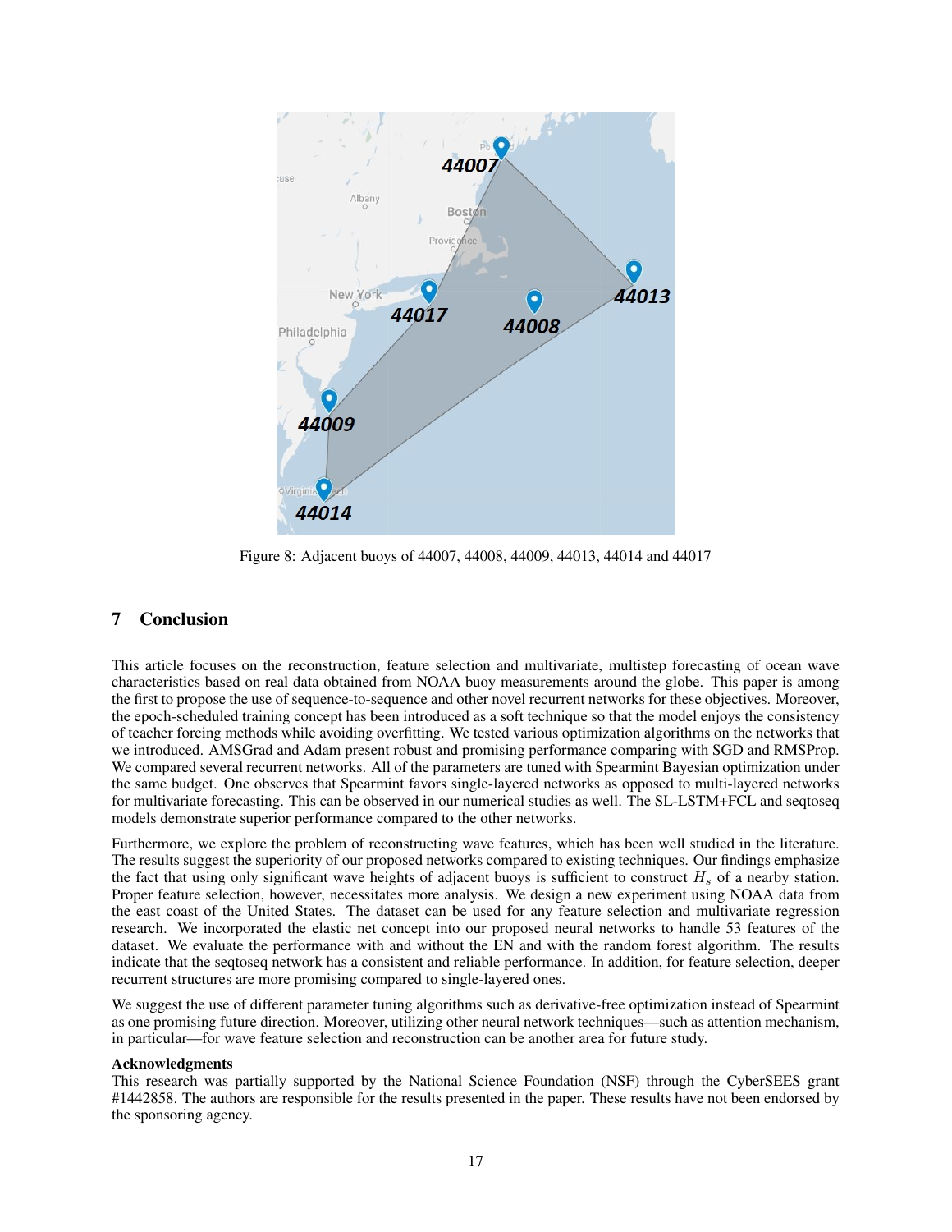Figure 8: Adjacent buoys of 44007, 44008, 44009, 44013, 44014 and 44017

## 7 Conclusion

This article focuses on the reconstruction, feature selection and multivariate, multistep forecasting of ocean wave characteristics based on real data obtained from NOAA buoy measurements around the globe. This paper is among the first to propose the use of sequence-to-sequence and other novel recurrent networks for these objectives. Moreover, the epoch-scheduled training concept has been introduced as a soft technique so that the model enjoys the consistency of teacher forcing methods while avoiding overfitting. We tested various optimization algorithms on the networks that we introduced. AMSGrad and Adam present robust and promising performance comparing with SGD and RMSProp. We compared several recurrent networks. All of the parameters are tuned with Spearmint Bayesian optimization under the same budget. One observes that Spearmint favors single-layered networks as opposed to multi-layered networks for multivariate forecasting. This can be observed in our numerical studies as well. The SL-LSTM+FCL and seqtoseq models demonstrate superior performance compared to the other networks.

Furthermore, we explore the problem of reconstructing wave features, which has been well studied in the literature. The results suggest the superiority of our proposed networks compared to existing techniques. Our findings emphasize the fact that using only significant wave heights of adjacent buoys is sufficient to construct $H_s$ of a nearby station. Proper feature selection, however, necessitates more analysis. We design a new experiment using NOAA data from the east coast of the United States. The dataset can be used for any feature selection and multivariate regression research. We incorporated the elastic net concept into our proposed neural networks to handle 53 features of the dataset. We evaluate the performance with and without the EN and with the random forest algorithm. The results indicate that the seqtoseq network has a consistent and reliable performance. In addition, for feature selection, deeper recurrent structures are more promising compared to single-layered ones.

We suggest the use of different parameter tuning algorithms such as derivative-free optimization instead of Spearmint as one promising future direction. Moreover, utilizing other neural network techniques—such as attention mechanism, in particular—for wave feature selection and reconstruction can be another area for future study.

**Acknowledgments**

This research was partially supported by the National Science Foundation (NSF) through the CyberSEES grant #1442858. The authors are responsible for the results presented in the paper. These results have not been endorsed by the sponsoring agency.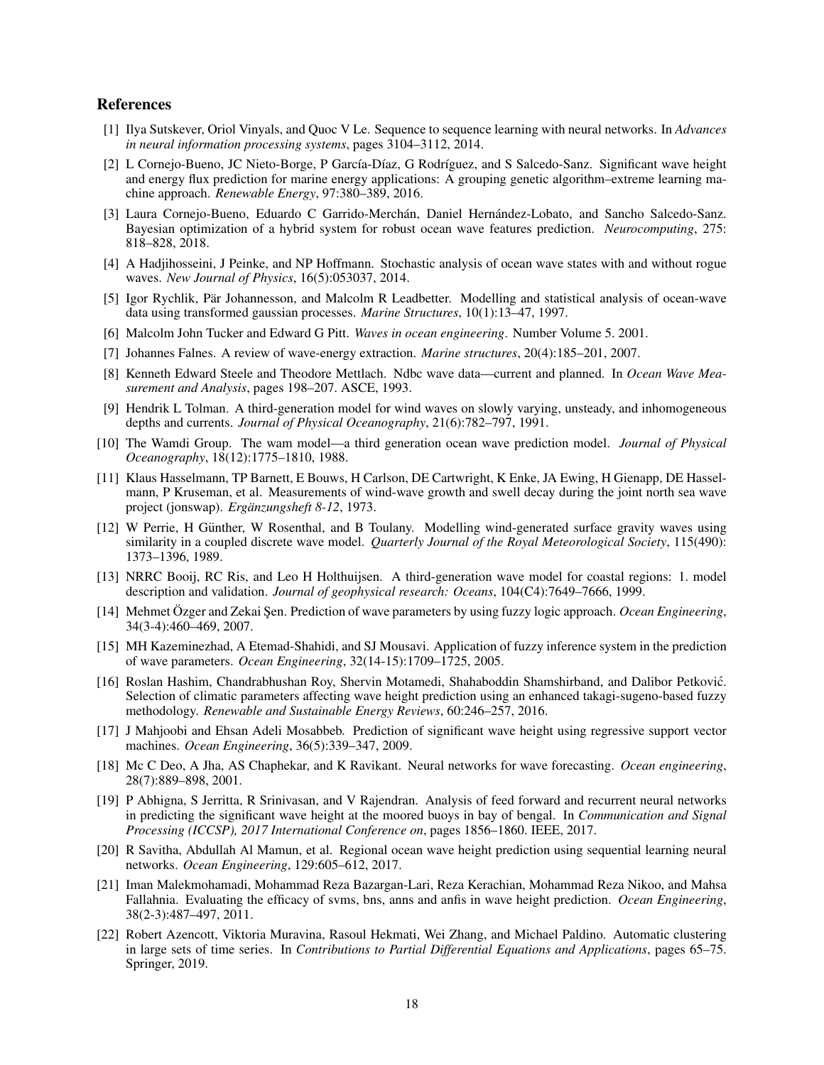## References

[1] Ilya Sutskever, Oriol Vinyals, and Quoc V Le. Sequence to sequence learning with neural networks. In *Advances in neural information processing systems*, pages 3104–3112, 2014.

[2] L Cornejo-Bueno, JC Nieto-Borge, P García-Díaz, G Rodríguez, and S Salcedo-Sanz. Significant wave height and energy flux prediction for marine energy applications: A grouping genetic algorithm–extreme learning machine approach. *Renewable Energy*, 97:380–389, 2016.

[3] Laura Cornejo-Bueno, Eduardo C Garrido-Merchán, Daniel Hernández-Lobato, and Sancho Salcedo-Sanz. Bayesian optimization of a hybrid system for robust ocean wave features prediction. *Neurocomputing*, 275: 818–828, 2018.

[4] A Hadjihosseini, J Peinke, and NP Hoffmann. Stochastic analysis of ocean wave states with and without rogue waves. *New Journal of Physics*, 16(5):053037, 2014.

[5] Igor Rychlik, Pär Johannesson, and Malcolm R Leadbetter. Modelling and statistical analysis of ocean-wave data using transformed gaussian processes. *Marine Structures*, 10(1):13–47, 1997.

[6] Malcolm John Tucker and Edward G Pitt. *Waves in ocean engineering*. Number Volume 5. 2001.

[7] Johannes Falnes. A review of wave-energy extraction. *Marine structures*, 20(4):185–201, 2007.

[8] Kenneth Edward Steele and Theodore Mettlach. Ndbc wave data—current and planned. In *Ocean Wave Measurement and Analysis*, pages 198–207. ASCE, 1993.

[9] Hendrik L Tolman. A third-generation model for wind waves on slowly varying, unsteady, and inhomogeneous depths and currents. *Journal of Physical Oceanography*, 21(6):782–797, 1991.

[10] The Wamdi Group. The wam model—a third generation ocean wave prediction model. *Journal of Physical Oceanography*, 18(12):1775–1810, 1988.

[11] Klaus Hasselmann, TP Barnett, E Bouws, H Carlson, DE Cartwright, K Enke, JA Ewing, H Gienapp, DE Hasselmann, P Kruseman, et al. Measurements of wind-wave growth and swell decay during the joint north sea wave project (jonswap). *Ergänzungsheft 8-12*, 1973.

[12] W Perrie, H Günther, W Rosenthal, and B Toulany. Modelling wind-generated surface gravity waves using similarity in a coupled discrete wave model. *Quarterly Journal of the Royal Meteorological Society*, 115(490): 1373–1396, 1989.

[13] NRRC Booij, RC Ris, and Leo H Holthuijsen. A third-generation wave model for coastal regions: 1. model description and validation. *Journal of geophysical research: Oceans*, 104(C4):7649–7666, 1999.

[14] Mehmet Özger and Zekai Şen. Prediction of wave parameters by using fuzzy logic approach. *Ocean Engineering*, 34(3-4):460–469, 2007.

[15] MH Kazeminezhad, A Etemad-Shahidi, and SJ Mousavi. Application of fuzzy inference system in the prediction of wave parameters. *Ocean Engineering*, 32(14-15):1709–1725, 2005.

[16] Roslan Hashim, Chandrabhushan Roy, Shervin Motamedi, Shahaboddin Shamshirband, and Dalibor Petković. Selection of climatic parameters affecting wave height prediction using an enhanced takagi-sugeno-based fuzzy methodology. *Renewable and Sustainable Energy Reviews*, 60:246–257, 2016.

[17] J Mahjoobi and Ehsan Adeli Mosabbeb. Prediction of significant wave height using regressive support vector machines. *Ocean Engineering*, 36(5):339–347, 2009.

[18] Mc C Deo, A Jha, AS Chaphekar, and K Ravikant. Neural networks for wave forecasting. *Ocean engineering*, 28(7):889–898, 2001.

[19] P Abhigna, S Jerritta, R Srinivasan, and V Rajendran. Analysis of feed forward and recurrent neural networks in predicting the significant wave height at the moored buoys in bay of bengal. In *Communication and Signal Processing (ICCSP), 2017 International Conference on*, pages 1856–1860. IEEE, 2017.

[20] R Savitha, Abdullah Al Mamun, et al. Regional ocean wave height prediction using sequential learning neural networks. *Ocean Engineering*, 129:605–612, 2017.

[21] Iman Malekmohamadi, Mohammad Reza Bazargan-Lari, Reza Kerachian, Mohammad Reza Nikoo, and Mahsa Fallahnia. Evaluating the efficacy of svms, bns, anns and anfis in wave height prediction. *Ocean Engineering*, 38(2-3):487–497, 2011.

[22] Robert Azencott, Viktoria Muravina, Rasoul Hekmati, Wei Zhang, and Michael Paldino. Automatic clustering in large sets of time series. In *Contributions to Partial Differential Equations and Applications*, pages 65–75. Springer, 2019.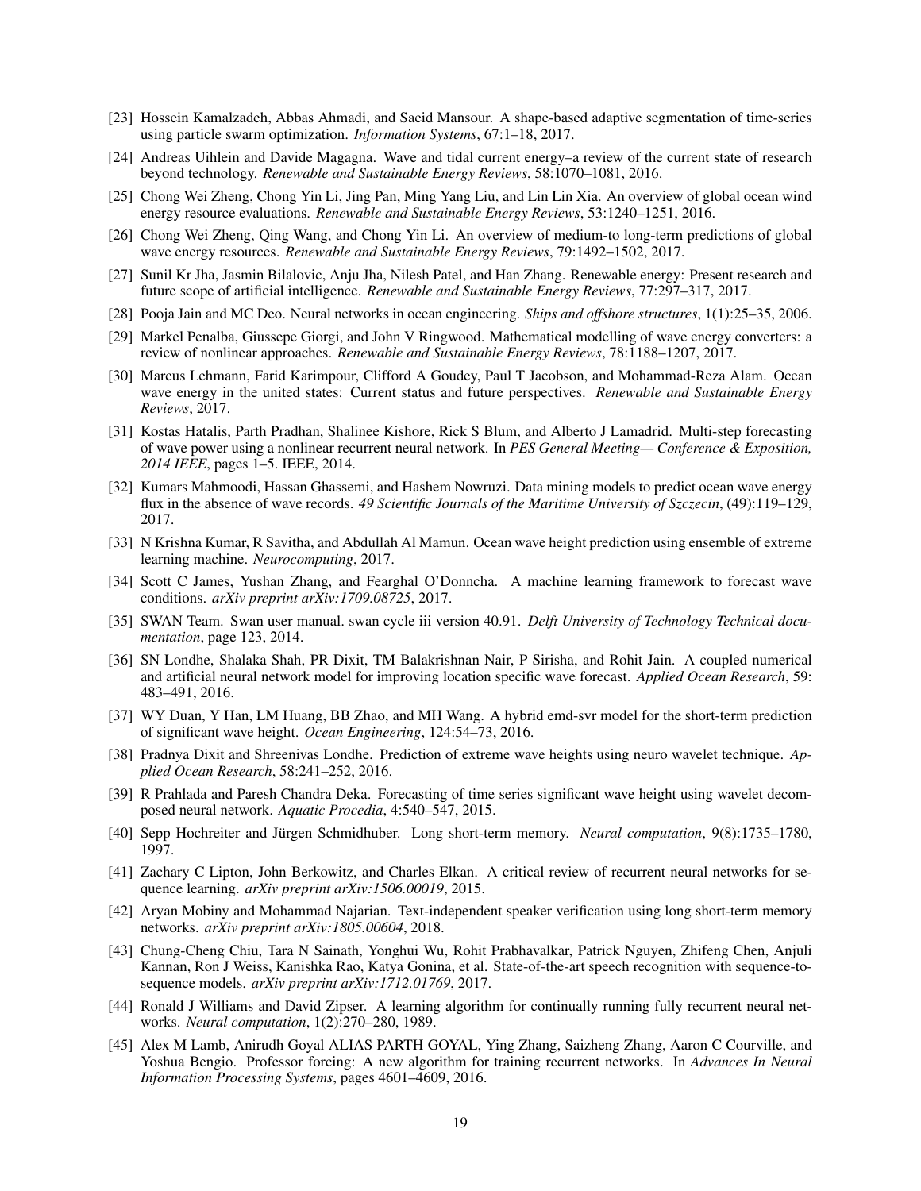[23] Hossein Kamalzadeh, Abbas Ahmadi, and Saeid Mansour. A shape-based adaptive segmentation of time-series using particle swarm optimization. *Information Systems*, 67:1–18, 2017.

[24] Andreas Uihlein and Davide Magagna. Wave and tidal current energy–a review of the current state of research beyond technology. *Renewable and Sustainable Energy Reviews*, 58:1070–1081, 2016.

[25] Chong Wei Zheng, Chong Yin Li, Jing Pan, Ming Yang Liu, and Lin Lin Xia. An overview of global ocean wind energy resource evaluations. *Renewable and Sustainable Energy Reviews*, 53:1240–1251, 2016.

[26] Chong Wei Zheng, Qing Wang, and Chong Yin Li. An overview of medium-to long-term predictions of global wave energy resources. *Renewable and Sustainable Energy Reviews*, 79:1492–1502, 2017.

[27] Sunil Kr Jha, Jasmin Bilalovic, Anju Jha, Nilesh Patel, and Han Zhang. Renewable energy: Present research and future scope of artificial intelligence. *Renewable and Sustainable Energy Reviews*, 77:297–317, 2017.

[28] Pooja Jain and MC Deo. Neural networks in ocean engineering. *Ships and offshore structures*, 1(1):25–35, 2006.

[29] Markel Penalba, Giussepe Giorgi, and John V Ringwood. Mathematical modelling of wave energy converters: a review of nonlinear approaches. *Renewable and Sustainable Energy Reviews*, 78:1188–1207, 2017.

[30] Marcus Lehmann, Farid Karimpour, Clifford A Goudey, Paul T Jacobson, and Mohammad-Reza Alam. Ocean wave energy in the united states: Current status and future perspectives. *Renewable and Sustainable Energy Reviews*, 2017.

[31] Kostas Hatalis, Parth Pradhan, Shalinee Kishore, Rick S Blum, and Alberto J Lamadrid. Multi-step forecasting of wave power using a nonlinear recurrent neural network. In *PES General Meeting— Conference & Exposition, 2014 IEEE*, pages 1–5. IEEE, 2014.

[32] Kumars Mahmoodi, Hassan Ghassemi, and Hashem Nowruzi. Data mining models to predict ocean wave energy flux in the absence of wave records. *49 Scientific Journals of the Maritime University of Szczecin*, (49):119–129, 2017.

[33] N Krishna Kumar, R Savitha, and Abdullah Al Mamun. Ocean wave height prediction using ensemble of extreme learning machine. *Neurocomputing*, 2017.

[34] Scott C James, Yushan Zhang, and Fearghal O'Donncha. A machine learning framework to forecast wave conditions. *arXiv preprint arXiv:1709.08725*, 2017.

[35] SWAN Team. Swan user manual. swan cycle iii version 40.91. *Delft University of Technology Technical documentation*, page 123, 2014.

[36] SN Londhe, Shalaka Shah, PR Dixit, TM Balakrishnan Nair, P Sirisha, and Rohit Jain. A coupled numerical and artificial neural network model for improving location specific wave forecast. *Applied Ocean Research*, 59: 483–491, 2016.

[37] WY Duan, Y Han, LM Huang, BB Zhao, and MH Wang. A hybrid emd-svr model for the short-term prediction of significant wave height. *Ocean Engineering*, 124:54–73, 2016.

[38] Pradnya Dixit and Shreenivas Londhe. Prediction of extreme wave heights using neuro wavelet technique. *Applied Ocean Research*, 58:241–252, 2016.

[39] R Prahlada and Paresh Chandra Deka. Forecasting of time series significant wave height using wavelet decomposed neural network. *Aquatic Procedia*, 4:540–547, 2015.

[40] Sepp Hochreiter and Jürgen Schmidhuber. Long short-term memory. *Neural computation*, 9(8):1735–1780, 1997.

[41] Zachary C Lipton, John Berkowitz, and Charles Elkan. A critical review of recurrent neural networks for sequence learning. *arXiv preprint arXiv:1506.00019*, 2015.

[42] Aryan Mobiny and Mohammad Najarian. Text-independent speaker verification using long short-term memory networks. *arXiv preprint arXiv:1805.00604*, 2018.

[43] Chung-Cheng Chiu, Tara N Sainath, Yonghui Wu, Rohit Prabhavalkar, Patrick Nguyen, Zhifeng Chen, Anjuli Kannan, Ron J Weiss, Kanishka Rao, Katya Gonina, et al. State-of-the-art speech recognition with sequence-to-sequence models. *arXiv preprint arXiv:1712.01769*, 2017.

[44] Ronald J Williams and David Zipser. A learning algorithm for continually running fully recurrent neural networks. *Neural computation*, 1(2):270–280, 1989.

[45] Alex M Lamb, Anirudh Goyal ALIAS PARTH GOYAL, Ying Zhang, Saizheng Zhang, Aaron C Courville, and Yoshua Bengio. Professor forcing: A new algorithm for training recurrent networks. In *Advances In Neural Information Processing Systems*, pages 4601–4609, 2016.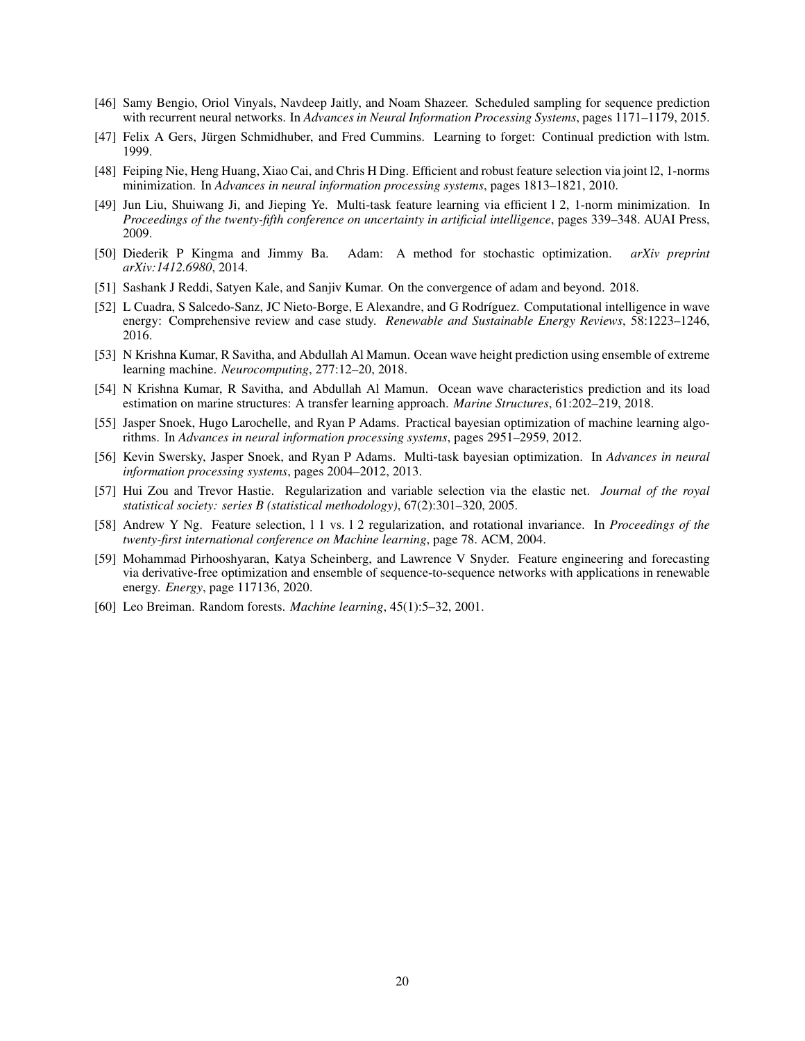[46] Samy Bengio, Oriol Vinyals, Navdeep Jaitly, and Noam Shazeer. Scheduled sampling for sequence prediction with recurrent neural networks. In *Advances in Neural Information Processing Systems*, pages 1171–1179, 2015.

[47] Felix A Gers, Jürgen Schmidhuber, and Fred Cummins. Learning to forget: Continual prediction with lstm. 1999.

[48] Feiping Nie, Heng Huang, Xiao Cai, and Chris H Ding. Efficient and robust feature selection via joint l2, 1-norms minimization. In *Advances in neural information processing systems*, pages 1813–1821, 2010.

[49] Jun Liu, Shuiwang Ji, and Jieping Ye. Multi-task feature learning via efficient l 2, 1-norm minimization. In *Proceedings of the twenty-fifth conference on uncertainty in artificial intelligence*, pages 339–348. AUAI Press, 2009.

[50] Diederik P Kingma and Jimmy Ba. Adam: A method for stochastic optimization. *arXiv preprint arXiv:1412.6980*, 2014.

[51] Sashank J Reddi, Satyen Kale, and Sanjiv Kumar. On the convergence of adam and beyond. 2018.

[52] L Cuadra, S Salcedo-Sanz, JC Nieto-Borge, E Alexandre, and G Rodríguez. Computational intelligence in wave energy: Comprehensive review and case study. *Renewable and Sustainable Energy Reviews*, 58:1223–1246, 2016.

[53] N Krishna Kumar, R Savitha, and Abdullah Al Mamun. Ocean wave height prediction using ensemble of extreme learning machine. *Neurocomputing*, 277:12–20, 2018.

[54] N Krishna Kumar, R Savitha, and Abdullah Al Mamun. Ocean wave characteristics prediction and its load estimation on marine structures: A transfer learning approach. *Marine Structures*, 61:202–219, 2018.

[55] Jasper Snoek, Hugo Larochelle, and Ryan P Adams. Practical bayesian optimization of machine learning algorithms. In *Advances in neural information processing systems*, pages 2951–2959, 2012.

[56] Kevin Swersky, Jasper Snoek, and Ryan P Adams. Multi-task bayesian optimization. In *Advances in neural information processing systems*, pages 2004–2012, 2013.

[57] Hui Zou and Trevor Hastie. Regularization and variable selection via the elastic net. *Journal of the royal statistical society: series B (statistical methodology)*, 67(2):301–320, 2005.

[58] Andrew Y Ng. Feature selection, l 1 vs. l 2 regularization, and rotational invariance. In *Proceedings of the twenty-first international conference on Machine learning*, page 78. ACM, 2004.

[59] Mohammad Pirhooshyaran, Katya Scheinberg, and Lawrence V Snyder. Feature engineering and forecasting via derivative-free optimization and ensemble of sequence-to-sequence networks with applications in renewable energy. *Energy*, page 117136, 2020.

[60] Leo Breiman. Random forests. *Machine learning*, 45(1):5–32, 2001.